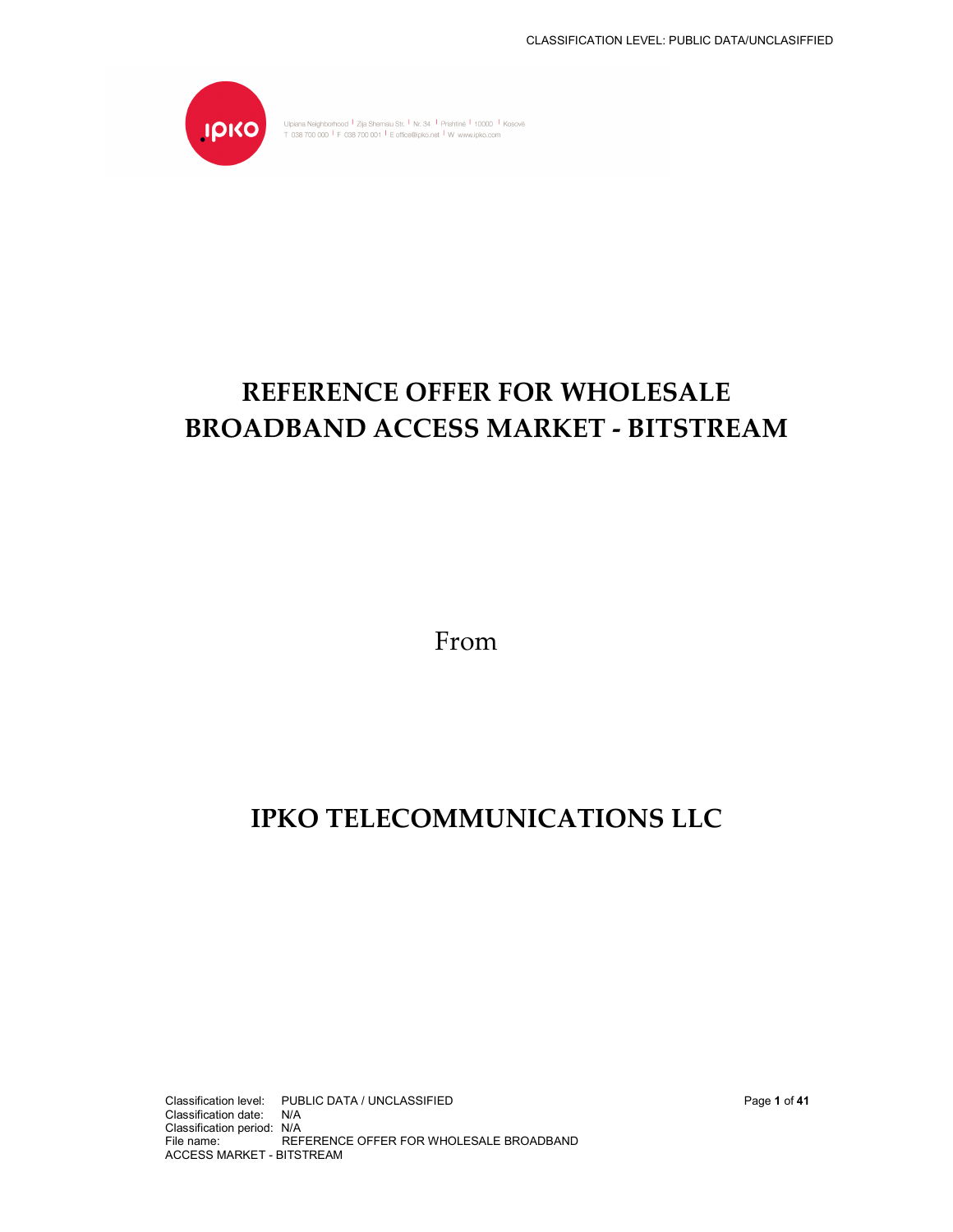Ulpiana Neighborhood | Zija Shemsiu Str. | Nr. 34 | Prishtinë | 10000 | Kosovë
T 038 700 000 | F 038 700 001 | E office@ipko.net | W www.ipko.com

# REFERENCE OFFER FOR WHOLESALE BROADBAND ACCESS MARKET - BITSTREAM

From

# IPKO TELECOMMUNICATIONS LLC

Classification level: PUBLIC DATA / UNCLASSIFIED
Classification date: N/A
Classification period: N/A
File name: REFERENCE OFFER FOR WHOLESALE BROADBAND ACCESS MARKET - BITSTREAM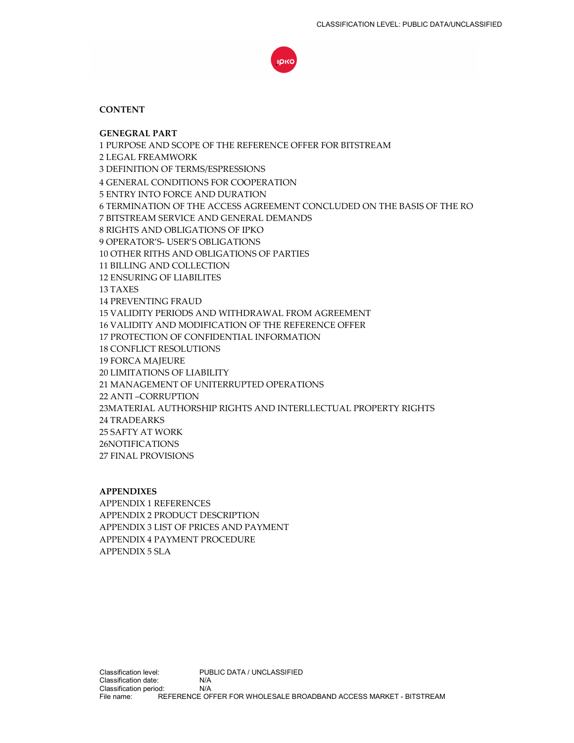**CONTENT**

**GENEGRAL PART**

1 PURPOSE AND SCOPE OF THE REFERENCE OFFER FOR BITSTREAM
2 LEGAL FREAMWORK
3 DEFINITION OF TERMS/ESPRESSIONS
4 GENERAL CONDITIONS FOR COOPERATION
5 ENTRY INTO FORCE AND DURATION
6 TERMINATION OF THE ACCESS AGREEMENT CONCLUDED ON THE BASIS OF THE RO
7 BITSTREAM SERVICE AND GENERAL DEMANDS
8 RIGHTS AND OBLIGATIONS OF IPKO
9 OPERATOR'S- USER'S OBLIGATIONS
10 OTHER RITHS AND OBLIGATIONS OF PARTIES
11 BILLING AND COLLECTION
12 ENSURING OF LIABILITES
13 TAXES
14 PREVENTING FRAUD
15 VALIDITY PERIODS AND WITHDRAWAL FROM AGREEMENT
16 VALIDITY AND MODIFICATION OF THE REFERENCE OFFER
17 PROTECTION OF CONFIDENTIAL INFORMATION
18 CONFLICT RESOLUTIONS
19 FORCA MAJEURE
20 LIMITATIONS OF LIABILITY
21 MANAGEMENT OF UNITERRUPTED OPERATIONS
22 ANTI –CORRUPTION
23MATERIAL AUTHORSHIP RIGHTS AND INTERLLECTUAL PROPERTY RIGHTS
24 TRADEARKS
25 SAFTY AT WORK
26NOTIFICATIONS
27 FINAL PROVISIONS

**APPENDIXES**

APPENDIX 1 REFERENCES
APPENDIX 2 PRODUCT DESCRIPTION
APPENDIX 3 LIST OF PRICES AND PAYMENT
APPENDIX 4 PAYMENT PROCEDURE
APPENDIX 5 SLA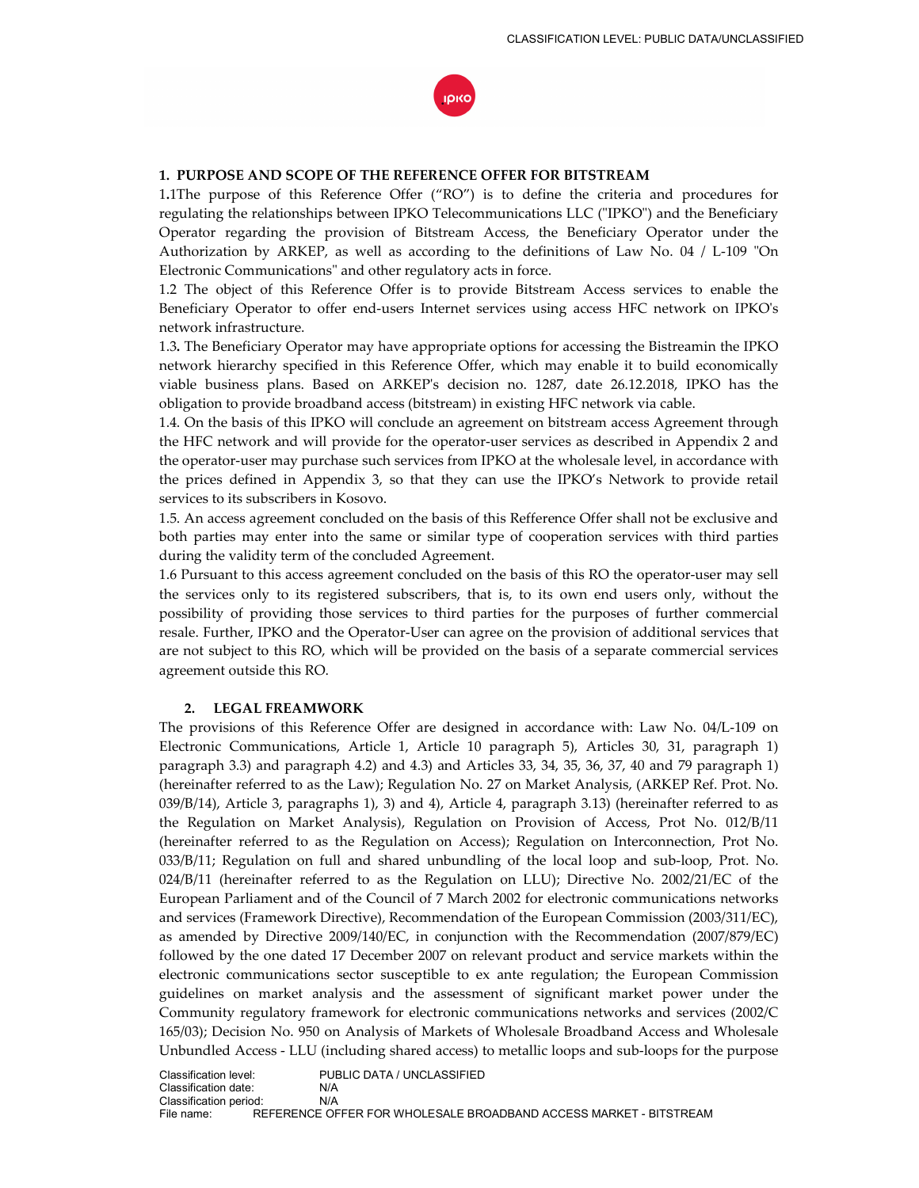## 1. PURPOSE AND SCOPE OF THE REFERENCE OFFER FOR BITSTREAM

1.1The purpose of this Reference Offer ("RO") is to define the criteria and procedures for regulating the relationships between IPKO Telecommunications LLC ("IPKO") and the Beneficiary Operator regarding the provision of Bitstream Access, the Beneficiary Operator under the Authorization by ARKEP, as well as according to the definitions of Law No. 04 / L-109 "On Electronic Communications" and other regulatory acts in force.

1.2 The object of this Reference Offer is to provide Bitstream Access services to enable the Beneficiary Operator to offer end-users Internet services using access HFC network on IPKO's network infrastructure.

1.3**.** The Beneficiary Operator may have appropriate options for accessing the Bistreamin the IPKO network hierarchy specified in this Reference Offer, which may enable it to build economically viable business plans. Based on ARKEP's decision no. 1287, date 26.12.2018, IPKO has the obligation to provide broadband access (bitstream) in existing HFC network via cable.

1.4. On the basis of this IPKO will conclude an agreement on bitstream access Agreement through the HFC network and will provide for the operator-user services as described in Appendix 2 and the operator-user may purchase such services from IPKO at the wholesale level, in accordance with the prices defined in Appendix 3, so that they can use the IPKO's Network to provide retail services to its subscribers in Kosovo.

1.5. An access agreement concluded on the basis of this Refference Offer shall not be exclusive and both parties may enter into the same or similar type of cooperation services with third parties during the validity term of the concluded Agreement.

1.6 Pursuant to this access agreement concluded on the basis of this RO the operator-user may sell the services only to its registered subscribers, that is, to its own end users only, without the possibility of providing those services to third parties for the purposes of further commercial resale. Further, IPKO and the Operator-User can agree on the provision of additional services that are not subject to this RO, which will be provided on the basis of a separate commercial services agreement outside this RO.

## 2. LEGAL FREAMWORK

The provisions of this Reference Offer are designed in accordance with: Law No. 04/L-109 on Electronic Communications, Article 1, Article 10 paragraph 5), Articles 30, 31, paragraph 1) paragraph 3.3) and paragraph 4.2) and 4.3) and Articles 33, 34, 35, 36, 37, 40 and 79 paragraph 1) (hereinafter referred to as the Law); Regulation No. 27 on Market Analysis, (ARKEP Ref. Prot. No. 039/B/14), Article 3, paragraphs 1), 3) and 4), Article 4, paragraph 3.13) (hereinafter referred to as the Regulation on Market Analysis), Regulation on Provision of Access, Prot No. 012/B/11 (hereinafter referred to as the Regulation on Access); Regulation on Interconnection, Prot No. 033/B/11; Regulation on full and shared unbundling of the local loop and sub-loop, Prot. No. 024/B/11 (hereinafter referred to as the Regulation on LLU); Directive No. 2002/21/EC of the European Parliament and of the Council of 7 March 2002 for electronic communications networks and services (Framework Directive), Recommendation of the European Commission (2003/311/EC), as amended by Directive 2009/140/EC, in conjunction with the Recommendation (2007/879/EC) followed by the one dated 17 December 2007 on relevant product and service markets within the electronic communications sector susceptible to ex ante regulation; the European Commission guidelines on market analysis and the assessment of significant market power under the Community regulatory framework for electronic communications networks and services (2002/C 165/03); Decision No. 950 on Analysis of Markets of Wholesale Broadband Access and Wholesale Unbundled Access - LLU (including shared access) to metallic loops and sub-loops for the purpose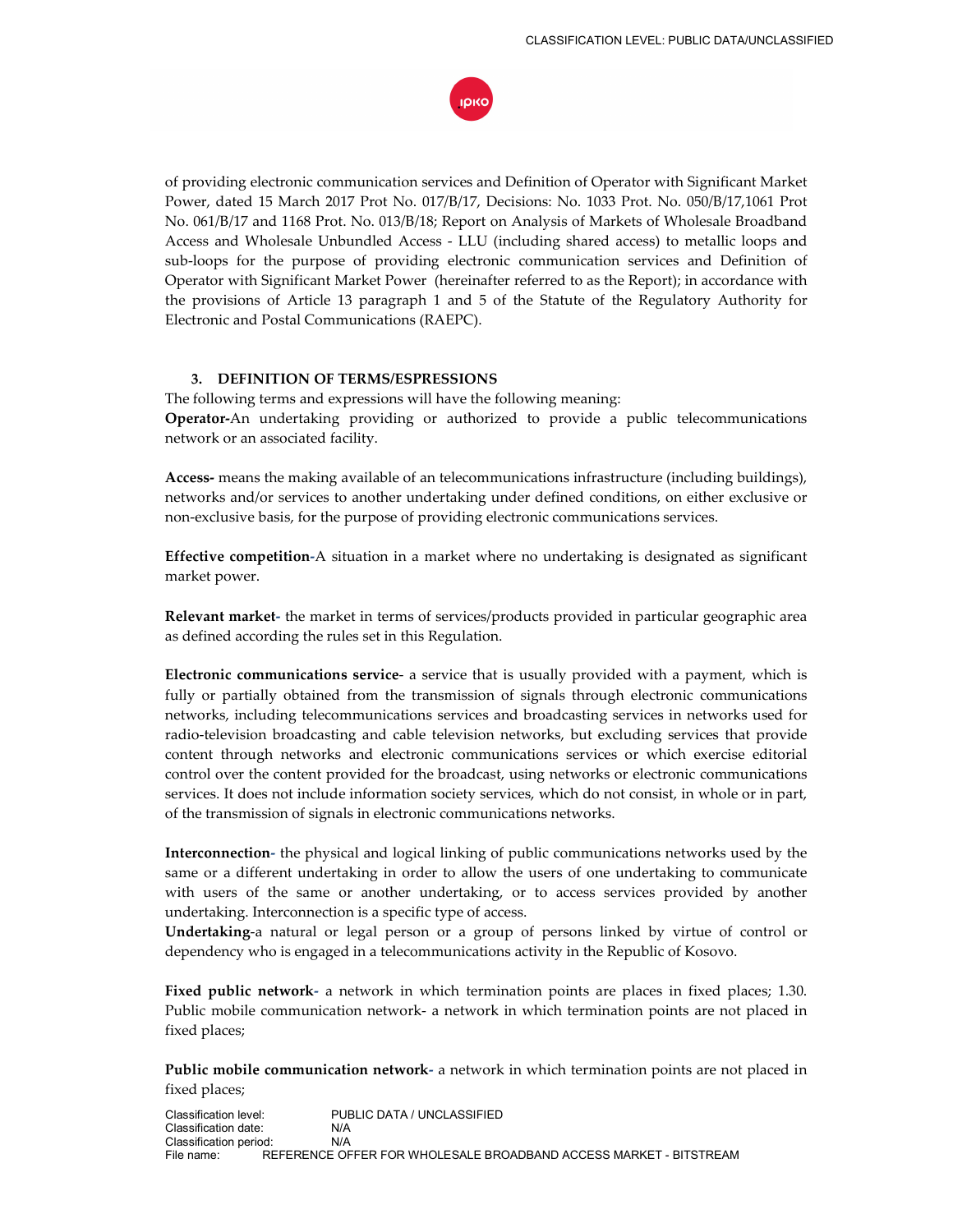of providing electronic communication services and Definition of Operator with Significant Market Power, dated 15 March 2017 Prot No. 017/B/17, Decisions: No. 1033 Prot. No. 050/B/17,1061 Prot No. 061/B/17 and 1168 Prot. No. 013/B/18; Report on Analysis of Markets of Wholesale Broadband Access and Wholesale Unbundled Access - LLU (including shared access) to metallic loops and sub-loops for the purpose of providing electronic communication services and Definition of Operator with Significant Market Power (hereinafter referred to as the Report); in accordance with the provisions of Article 13 paragraph 1 and 5 of the Statute of the Regulatory Authority for Electronic and Postal Communications (RAEPC).

### 3. DEFINITION OF TERMS/ESPRESSIONS

The following terms and expressions will have the following meaning:

**Operator-**An undertaking providing or authorized to provide a public telecommunications network or an associated facility.

**Access-** means the making available of an telecommunications infrastructure (including buildings), networks and/or services to another undertaking under defined conditions, on either exclusive or non-exclusive basis, for the purpose of providing electronic communications services.

**Effective competition-**A situation in a market where no undertaking is designated as significant market power.

**Relevant market-** the market in terms of services/products provided in particular geographic area as defined according the rules set in this Regulation.

**Electronic communications service**- a service that is usually provided with a payment, which is fully or partially obtained from the transmission of signals through electronic communications networks, including telecommunications services and broadcasting services in networks used for radio-television broadcasting and cable television networks, but excluding services that provide content through networks and electronic communications services or which exercise editorial control over the content provided for the broadcast, using networks or electronic communications services. It does not include information society services, which do not consist, in whole or in part, of the transmission of signals in electronic communications networks.

**Interconnection-** the physical and logical linking of public communications networks used by the same or a different undertaking in order to allow the users of one undertaking to communicate with users of the same or another undertaking, or to access services provided by another undertaking. Interconnection is a specific type of access.

**Undertaking**-a natural or legal person or a group of persons linked by virtue of control or dependency who is engaged in a telecommunications activity in the Republic of Kosovo.

**Fixed public network-** a network in which termination points are places in fixed places; 1.30. Public mobile communication network- a network in which termination points are not placed in fixed places;

**Public mobile communication network-** a network in which termination points are not placed in fixed places;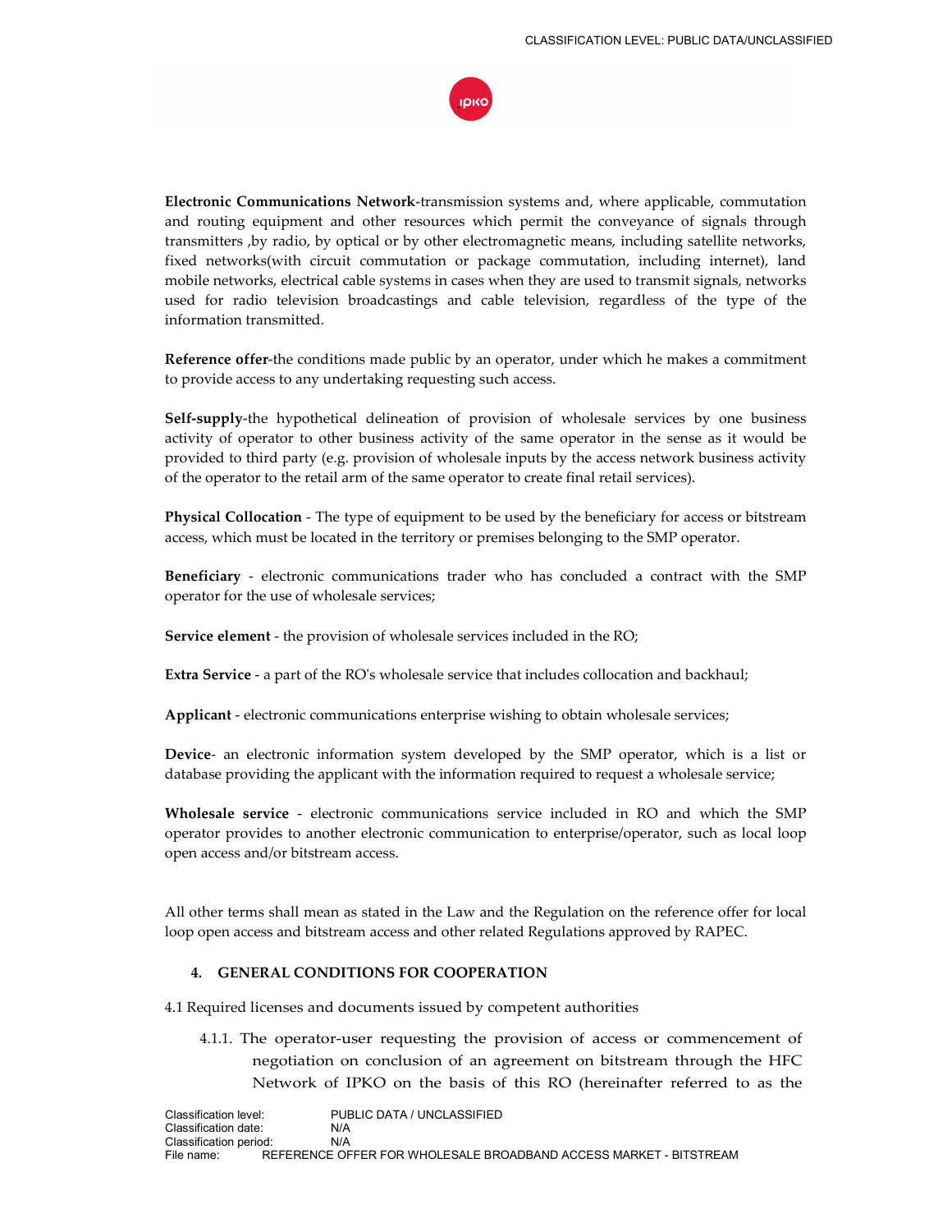**Electronic Communications Network**-transmission systems and, where applicable, commutation and routing equipment and other resources which permit the conveyance of signals through transmitters ,by radio, by optical or by other electromagnetic means, including satellite networks, fixed networks(with circuit commutation or package commutation, including internet), land mobile networks, electrical cable systems in cases when they are used to transmit signals, networks used for radio television broadcastings and cable television, regardless of the type of the information transmitted.

**Reference offer**-the conditions made public by an operator, under which he makes a commitment to provide access to any undertaking requesting such access.

**Self-supply**-the hypothetical delineation of provision of wholesale services by one business activity of operator to other business activity of the same operator in the sense as it would be provided to third party (e.g. provision of wholesale inputs by the access network business activity of the operator to the retail arm of the same operator to create final retail services).

**Physical Collocation** - The type of equipment to be used by the beneficiary for access or bitstream access, which must be located in the territory or premises belonging to the SMP operator.

**Beneficiary** - electronic communications trader who has concluded a contract with the SMP operator for the use of wholesale services;

**Service element** - the provision of wholesale services included in the RO;

**Extra Service** - a part of the RO's wholesale service that includes collocation and backhaul;

**Applicant** - electronic communications enterprise wishing to obtain wholesale services;

**Device**- an electronic information system developed by the SMP operator, which is a list or database providing the applicant with the information required to request a wholesale service;

**Wholesale service** - electronic communications service included in RO and which the SMP operator provides to another electronic communication to enterprise/operator, such as local loop open access and/or bitstream access.

All other terms shall mean as stated in the Law and the Regulation on the reference offer for local loop open access and bitstream access and other related Regulations approved by RAPEC.

## 4. GENERAL CONDITIONS FOR COOPERATION

4.1 Required licenses and documents issued by competent authorities

4.1.1. The operator-user requesting the provision of access or commencement of negotiation on conclusion of an agreement on bitstream through the HFC Network of IPKO on the basis of this RO (hereinafter referred to as the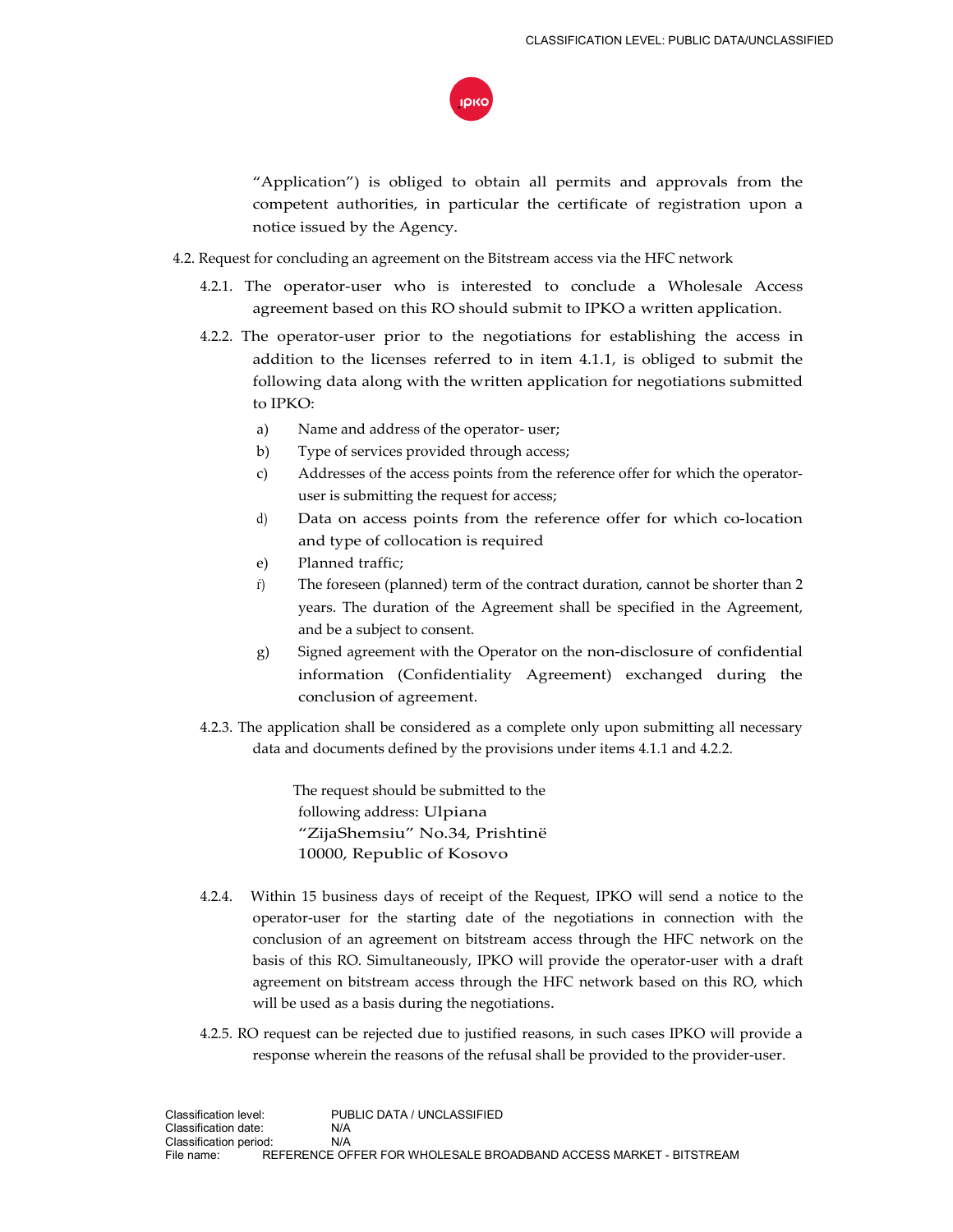"Application") is obliged to obtain all permits and approvals from the competent authorities, in particular the certificate of registration upon a notice issued by the Agency.

4.2. Request for concluding an agreement on the Bitstream access via the HFC network

4.2.1. The operator-user who is interested to conclude a Wholesale Access agreement based on this RO should submit to IPKO a written application.

4.2.2. The operator-user prior to the negotiations for establishing the access in addition to the licenses referred to in item 4.1.1, is obliged to submit the following data along with the written application for negotiations submitted to IPKO:

a) Name and address of the operator- user;
b) Type of services provided through access;
c) Addresses of the access points from the reference offer for which the operator-user is submitting the request for access;
d) Data on access points from the reference offer for which co-location and type of collocation is required
e) Planned traffic;
f) The foreseen (planned) term of the contract duration, cannot be shorter than 2 years. The duration of the Agreement shall be specified in the Agreement, and be a subject to consent.
g) Signed agreement with the Operator on the non-disclosure of confidential information (Confidentiality Agreement) exchanged during the conclusion of agreement.

4.2.3. The application shall be considered as a complete only upon submitting all necessary data and documents defined by the provisions under items 4.1.1 and 4.2.2.

The request should be submitted to the following address: Ulpiana "ZijaShemsiu" No.34, Prishtinë 10000, Republic of Kosovo

4.2.4. Within 15 business days of receipt of the Request, IPKO will send a notice to the operator-user for the starting date of the negotiations in connection with the conclusion of an agreement on bitstream access through the HFC network on the basis of this RO. Simultaneously, IPKO will provide the operator-user with a draft agreement on bitstream access through the HFC network based on this RO, which will be used as a basis during the negotiations.

4.2.5. RO request can be rejected due to justified reasons, in such cases IPKO will provide a response wherein the reasons of the refusal shall be provided to the provider-user.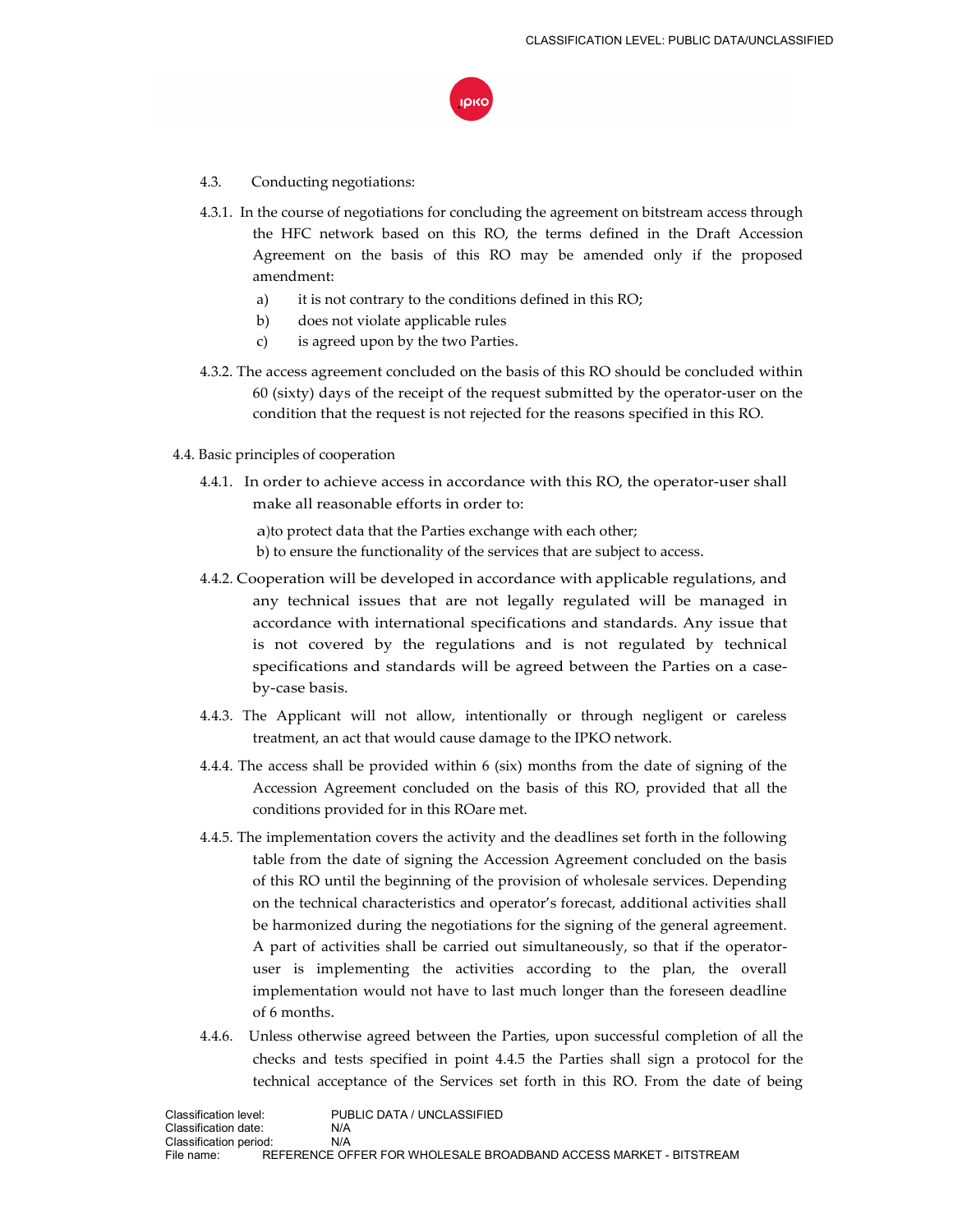4.3. Conducting negotiations:

4.3.1. In the course of negotiations for concluding the agreement on bitstream access through the HFC network based on this RO, the terms defined in the Draft Accession Agreement on the basis of this RO may be amended only if the proposed amendment:

a) it is not contrary to the conditions defined in this RO;

b) does not violate applicable rules

c) is agreed upon by the two Parties.

4.3.2. The access agreement concluded on the basis of this RO should be concluded within 60 (sixty) days of the receipt of the request submitted by the operator-user on the condition that the request is not rejected for the reasons specified in this RO.

4.4. Basic principles of cooperation

4.4.1. In order to achieve access in accordance with this RO, the operator-user shall make all reasonable efforts in order to:

a)to protect data that the Parties exchange with each other;

b) to ensure the functionality of the services that are subject to access.

4.4.2. Cooperation will be developed in accordance with applicable regulations, and any technical issues that are not legally regulated will be managed in accordance with international specifications and standards. Any issue that is not covered by the regulations and is not regulated by technical specifications and standards will be agreed between the Parties on a case-by-case basis.

4.4.3. The Applicant will not allow, intentionally or through negligent or careless treatment, an act that would cause damage to the IPKO network.

4.4.4. The access shall be provided within 6 (six) months from the date of signing of the Accession Agreement concluded on the basis of this RO, provided that all the conditions provided for in this ROare met.

4.4.5. The implementation covers the activity and the deadlines set forth in the following table from the date of signing the Accession Agreement concluded on the basis of this RO until the beginning of the provision of wholesale services. Depending on the technical characteristics and operator's forecast, additional activities shall be harmonized during the negotiations for the signing of the general agreement. A part of activities shall be carried out simultaneously, so that if the operator-user is implementing the activities according to the plan, the overall implementation would not have to last much longer than the foreseen deadline of 6 months.

4.4.6. Unless otherwise agreed between the Parties, upon successful completion of all the checks and tests specified in point 4.4.5 the Parties shall sign a protocol for the technical acceptance of the Services set forth in this RO. From the date of being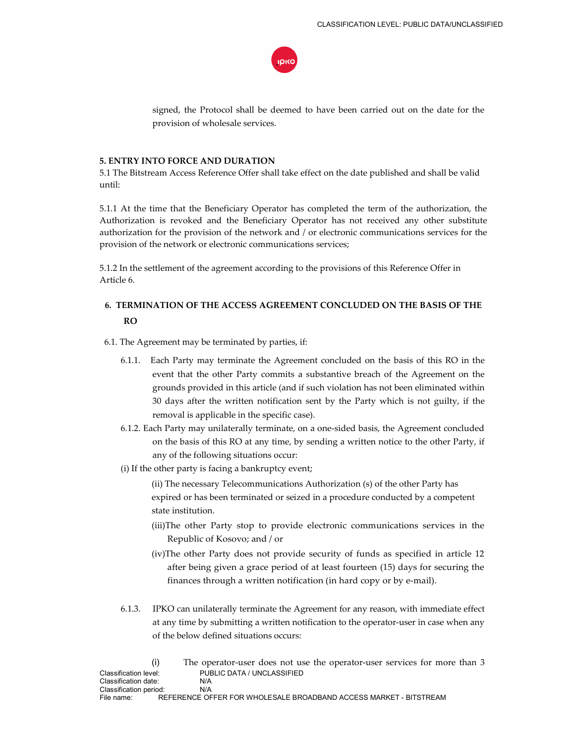signed, the Protocol shall be deemed to have been carried out on the date for the provision of wholesale services.

## 5. ENTRY INTO FORCE AND DURATION

5.1 The Bitstream Access Reference Offer shall take effect on the date published and shall be valid until:

5.1.1 At the time that the Beneficiary Operator has completed the term of the authorization, the Authorization is revoked and the Beneficiary Operator has not received any other substitute authorization for the provision of the network and / or electronic communications services for the provision of the network or electronic communications services;

5.1.2 In the settlement of the agreement according to the provisions of this Reference Offer in Article 6.

## 6. TERMINATION OF THE ACCESS AGREEMENT CONCLUDED ON THE BASIS OF THE RO

6.1. The Agreement may be terminated by parties, if:

6.1.1. Each Party may terminate the Agreement concluded on the basis of this RO in the event that the other Party commits a substantive breach of the Agreement on the grounds provided in this article (and if such violation has not been eliminated within 30 days after the written notification sent by the Party which is not guilty, if the removal is applicable in the specific case).

6.1.2. Each Party may unilaterally terminate, on a one-sided basis, the Agreement concluded on the basis of this RO at any time, by sending a written notice to the other Party, if any of the following situations occur:

(i) If the other party is facing a bankruptcy event;

(ii) The necessary Telecommunications Authorization (s) of the other Party has expired or has been terminated or seized in a procedure conducted by a competent state institution.

(iii)The other Party stop to provide electronic communications services in the Republic of Kosovo; and / or

(iv)The other Party does not provide security of funds as specified in article 12 after being given a grace period of at least fourteen (15) days for securing the finances through a written notification (in hard copy or by e-mail).

6.1.3. IPKO can unilaterally terminate the Agreement for any reason, with immediate effect at any time by submitting a written notification to the operator-user in case when any of the below defined situations occurs:

(i) The operator-user does not use the operator-user services for more than 3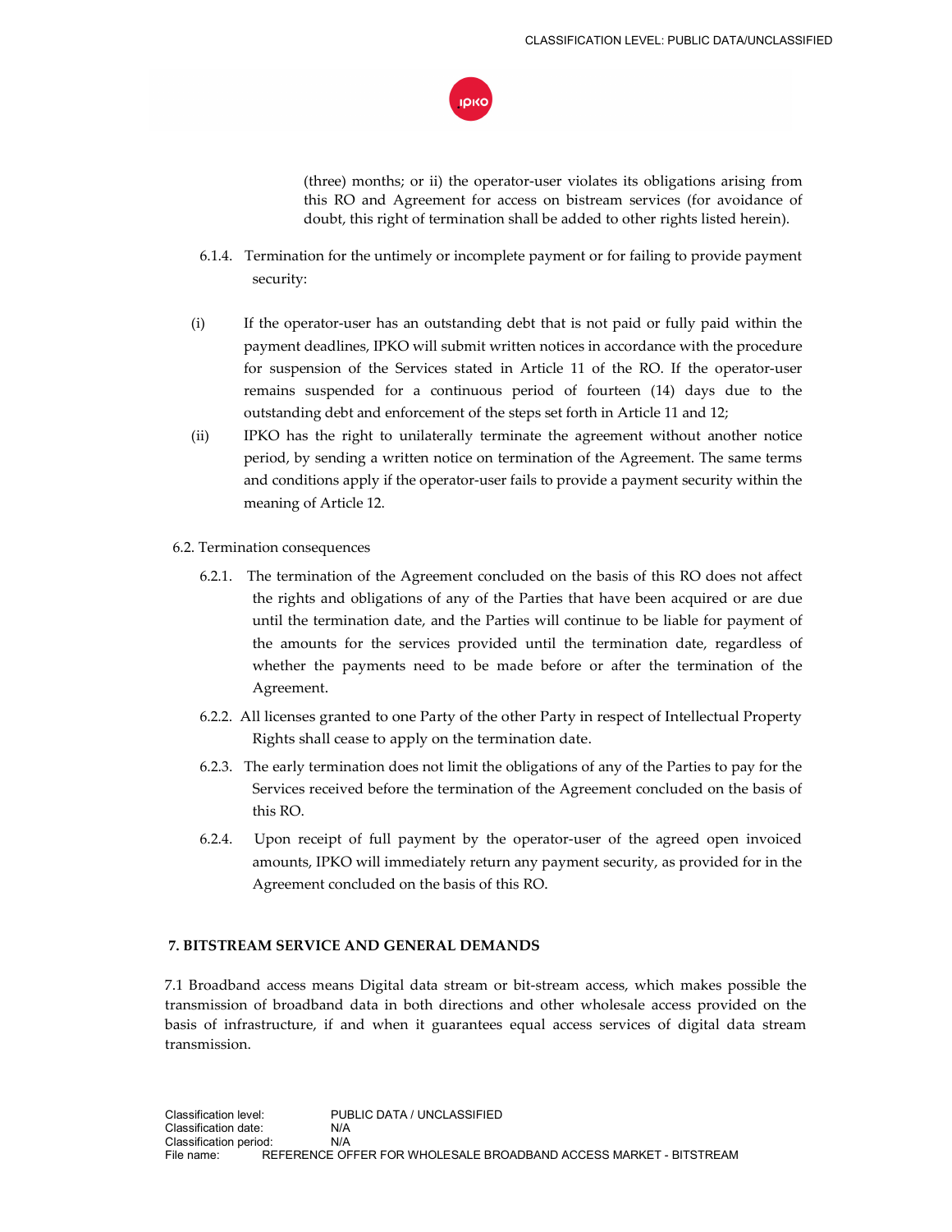(three) months; or ii) the operator-user violates its obligations arising from this RO and Agreement for access on bistream services (for avoidance of doubt, this right of termination shall be added to other rights listed herein).

6.1.4. Termination for the untimely or incomplete payment or for failing to provide payment security:

(i) If the operator-user has an outstanding debt that is not paid or fully paid within the payment deadlines, IPKO will submit written notices in accordance with the procedure for suspension of the Services stated in Article 11 of the RO. If the operator-user remains suspended for a continuous period of fourteen (14) days due to the outstanding debt and enforcement of the steps set forth in Article 11 and 12;

(ii) IPKO has the right to unilaterally terminate the agreement without another notice period, by sending a written notice on termination of the Agreement. The same terms and conditions apply if the operator-user fails to provide a payment security within the meaning of Article 12.

6.2. Termination consequences

6.2.1. The termination of the Agreement concluded on the basis of this RO does not affect the rights and obligations of any of the Parties that have been acquired or are due until the termination date, and the Parties will continue to be liable for payment of the amounts for the services provided until the termination date, regardless of whether the payments need to be made before or after the termination of the Agreement.

6.2.2. All licenses granted to one Party of the other Party in respect of Intellectual Property Rights shall cease to apply on the termination date.

6.2.3. The early termination does not limit the obligations of any of the Parties to pay for the Services received before the termination of the Agreement concluded on the basis of this RO.

6.2.4. Upon receipt of full payment by the operator-user of the agreed open invoiced amounts, IPKO will immediately return any payment security, as provided for in the Agreement concluded on the basis of this RO.

## 7. BITSTREAM SERVICE AND GENERAL DEMANDS

7.1 Broadband access means Digital data stream or bit-stream access, which makes possible the transmission of broadband data in both directions and other wholesale access provided on the basis of infrastructure, if and when it guarantees equal access services of digital data stream transmission.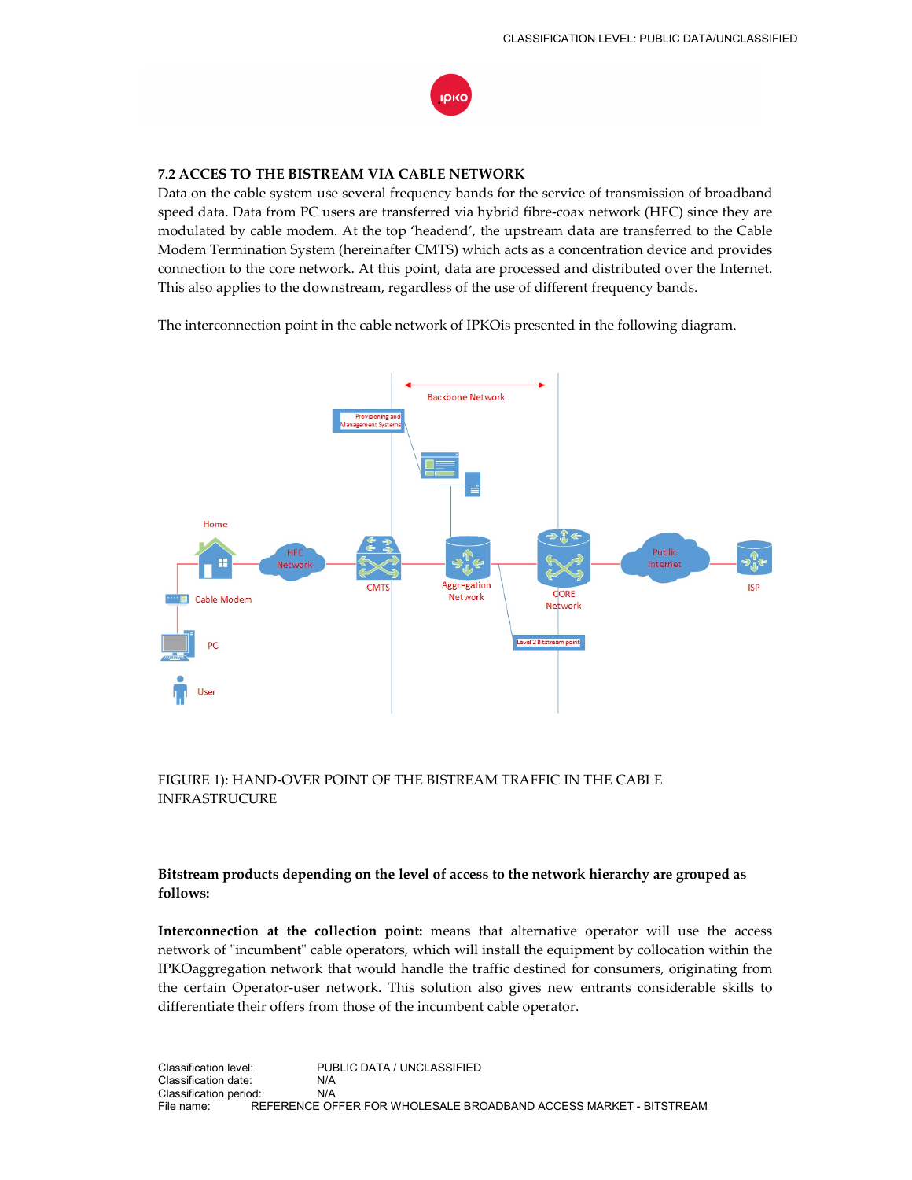### 7.2 ACCES TO THE BISTREAM VIA CABLE NETWORK

Data on the cable system use several frequency bands for the service of transmission of broadband speed data. Data from PC users are transferred via hybrid fibre-coax network (HFC) since they are modulated by cable modem. At the top 'headend', the upstream data are transferred to the Cable Modem Termination System (hereinafter CMTS) which acts as a concentration device and provides connection to the core network. At this point, data are processed and distributed over the Internet. This also applies to the downstream, regardless of the use of different frequency bands.

The interconnection point in the cable network of IPKOis presented in the following diagram.

FIGURE 1): HAND-OVER POINT OF THE BISTREAM TRAFFIC IN THE CABLE INFRASTRUCURE

**Bitstream products depending on the level of access to the network hierarchy are grouped as follows:**

**Interconnection at the collection point:** means that alternative operator will use the access network of "incumbent" cable operators, which will install the equipment by collocation within the IPKOaggregation network that would handle the traffic destined for consumers, originating from the certain Operator-user network. This solution also gives new entrants considerable skills to differentiate their offers from those of the incumbent cable operator.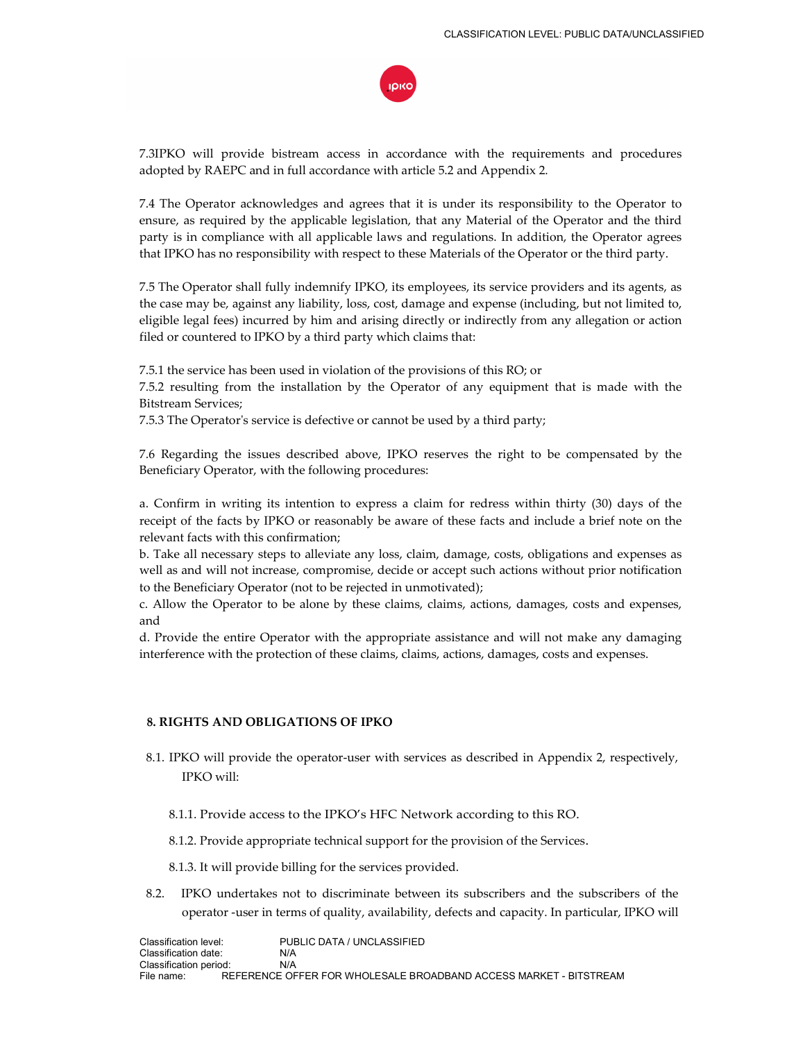7.3IPKO will provide bistream access in accordance with the requirements and procedures adopted by RAEPC and in full accordance with article 5.2 and Appendix 2.

7.4 The Operator acknowledges and agrees that it is under its responsibility to the Operator to ensure, as required by the applicable legislation, that any Material of the Operator and the third party is in compliance with all applicable laws and regulations. In addition, the Operator agrees that IPKO has no responsibility with respect to these Materials of the Operator or the third party.

7.5 The Operator shall fully indemnify IPKO, its employees, its service providers and its agents, as the case may be, against any liability, loss, cost, damage and expense (including, but not limited to, eligible legal fees) incurred by him and arising directly or indirectly from any allegation or action filed or countered to IPKO by a third party which claims that:

7.5.1 the service has been used in violation of the provisions of this RO; or
7.5.2 resulting from the installation by the Operator of any equipment that is made with the Bitstream Services;
7.5.3 The Operator's service is defective or cannot be used by a third party;

7.6 Regarding the issues described above, IPKO reserves the right to be compensated by the Beneficiary Operator, with the following procedures:

a. Confirm in writing its intention to express a claim for redress within thirty (30) days of the receipt of the facts by IPKO or reasonably be aware of these facts and include a brief note on the relevant facts with this confirmation;
b. Take all necessary steps to alleviate any loss, claim, damage, costs, obligations and expenses as well as and will not increase, compromise, decide or accept such actions without prior notification to the Beneficiary Operator (not to be rejected in unmotivated);
c. Allow the Operator to be alone by these claims, claims, actions, damages, costs and expenses, and
d. Provide the entire Operator with the appropriate assistance and will not make any damaging interference with the protection of these claims, claims, actions, damages, costs and expenses.

## 8. RIGHTS AND OBLIGATIONS OF IPKO

8.1. IPKO will provide the operator-user with services as described in Appendix 2, respectively, IPKO will:

8.1.1. Provide access to the IPKO's HFC Network according to this RO.

8.1.2. Provide appropriate technical support for the provision of the Services.

8.1.3. It will provide billing for the services provided.

8.2. IPKO undertakes not to discriminate between its subscribers and the subscribers of the operator -user in terms of quality, availability, defects and capacity. In particular, IPKO will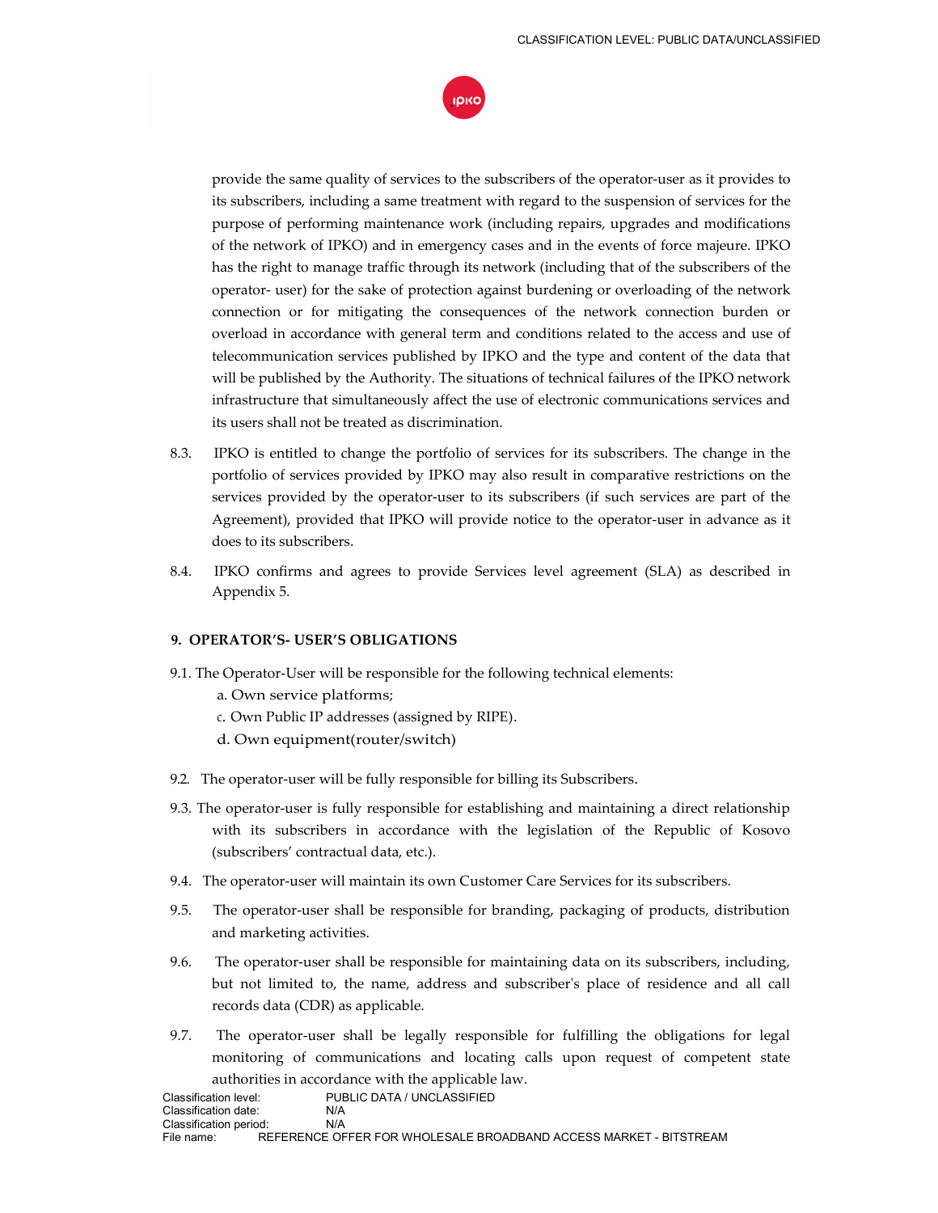provide the same quality of services to the subscribers of the operator-user as it provides to its subscribers, including a same treatment with regard to the suspension of services for the purpose of performing maintenance work (including repairs, upgrades and modifications of the network of IPKO) and in emergency cases and in the events of force majeure. IPKO has the right to manage traffic through its network (including that of the subscribers of the operator- user) for the sake of protection against burdening or overloading of the network connection or for mitigating the consequences of the network connection burden or overload in accordance with general term and conditions related to the access and use of telecommunication services published by IPKO and the type and content of the data that will be published by the Authority. The situations of technical failures of the IPKO network infrastructure that simultaneously affect the use of electronic communications services and its users shall not be treated as discrimination.

8.3. IPKO is entitled to change the portfolio of services for its subscribers. The change in the portfolio of services provided by IPKO may also result in comparative restrictions on the services provided by the operator-user to its subscribers (if such services are part of the Agreement), provided that IPKO will provide notice to the operator-user in advance as it does to its subscribers.

8.4. IPKO confirms and agrees to provide Services level agreement (SLA) as described in Appendix 5.

## 9. OPERATOR'S- USER'S OBLIGATIONS

9.1. The Operator-User will be responsible for the following technical elements:

a. Own service platforms;

c. Own Public IP addresses (assigned by RIPE).

d. Own equipment(router/switch)

9.2. The operator-user will be fully responsible for billing its Subscribers.

9.3. The operator-user is fully responsible for establishing and maintaining a direct relationship with its subscribers in accordance with the legislation of the Republic of Kosovo (subscribers' contractual data, etc.).

9.4. The operator-user will maintain its own Customer Care Services for its subscribers.

9.5. The operator-user shall be responsible for branding, packaging of products, distribution and marketing activities.

9.6. The operator-user shall be responsible for maintaining data on its subscribers, including, but not limited to, the name, address and subscriber's place of residence and all call records data (CDR) as applicable.

9.7. The operator-user shall be legally responsible for fulfilling the obligations for legal monitoring of communications and locating calls upon request of competent state authorities in accordance with the applicable law.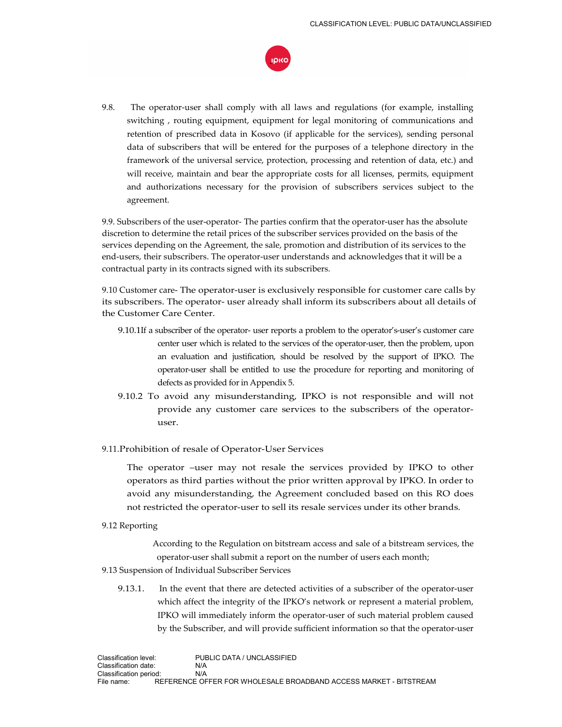9.8. The operator-user shall comply with all laws and regulations (for example, installing switching , routing equipment, equipment for legal monitoring of communications and retention of prescribed data in Kosovo (if applicable for the services), sending personal data of subscribers that will be entered for the purposes of a telephone directory in the framework of the universal service, protection, processing and retention of data, etc.) and will receive, maintain and bear the appropriate costs for all licenses, permits, equipment and authorizations necessary for the provision of subscribers services subject to the agreement.

9.9. Subscribers of the user-operator- The parties confirm that the operator-user has the absolute discretion to determine the retail prices of the subscriber services provided on the basis of the services depending on the Agreement, the sale, promotion and distribution of its services to the end-users, their subscribers. The operator-user understands and acknowledges that it will be a contractual party in its contracts signed with its subscribers.

9.10 Customer care- The operator-user is exclusively responsible for customer care calls by its subscribers. The operator- user already shall inform its subscribers about all details of the Customer Care Center.

9.10.1If a subscriber of the operator- user reports a problem to the operator's-user's customer care center user which is related to the services of the operator-user, then the problem, upon an evaluation and justification, should be resolved by the support of IPKO. The operator-user shall be entitled to use the procedure for reporting and monitoring of defects as provided for in Appendix 5.

9.10.2 To avoid any misunderstanding, IPKO is not responsible and will not provide any customer care services to the subscribers of the operator-user.

9.11.Prohibition of resale of Operator-User Services

The operator –user may not resale the services provided by IPKO to other operators as third parties without the prior written approval by IPKO. In order to avoid any misunderstanding, the Agreement concluded based on this RO does not restricted the operator-user to sell its resale services under its other brands.

9.12 Reporting

According to the Regulation on bitstream access and sale of a bitstream services, the operator-user shall submit a report on the number of users each month;

9.13 Suspension of Individual Subscriber Services

9.13.1. In the event that there are detected activities of a subscriber of the operator-user which affect the integrity of the IPKO's network or represent a material problem, IPKO will immediately inform the operator-user of such material problem caused by the Subscriber, and will provide sufficient information so that the operator-user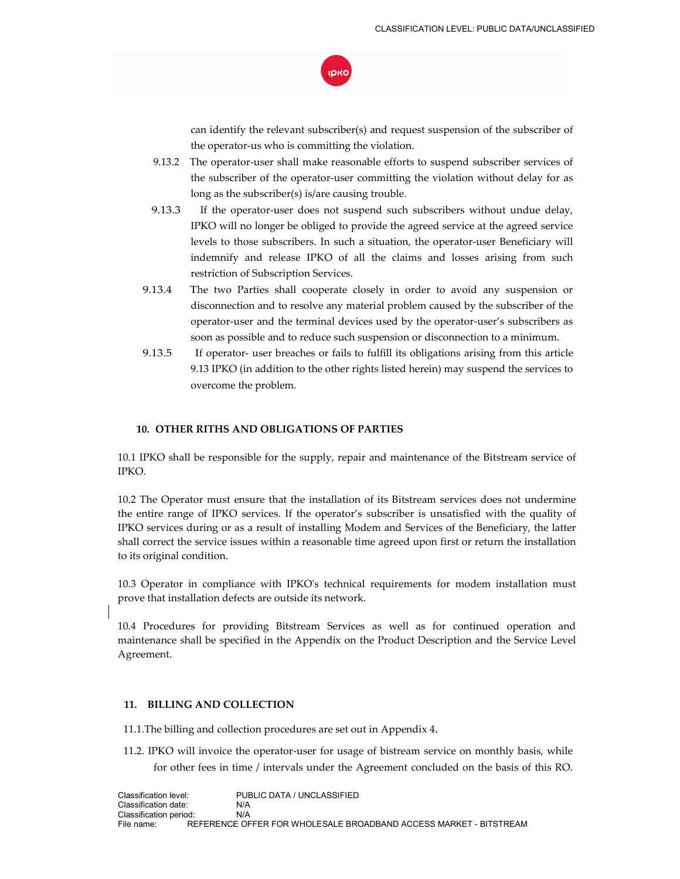can identify the relevant subscriber(s) and request suspension of the subscriber of the operator-us who is committing the violation.

9.13.2 The operator-user shall make reasonable efforts to suspend subscriber services of the subscriber of the operator-user committing the violation without delay for as long as the subscriber(s) is/are causing trouble.

9.13.3 If the operator-user does not suspend such subscribers without undue delay, IPKO will no longer be obliged to provide the agreed service at the agreed service levels to those subscribers. In such a situation, the operator-user Beneficiary will indemnify and release IPKO of all the claims and losses arising from such restriction of Subscription Services.

9.13.4 The two Parties shall cooperate closely in order to avoid any suspension or disconnection and to resolve any material problem caused by the subscriber of the operator-user and the terminal devices used by the operator-user's subscribers as soon as possible and to reduce such suspension or disconnection to a minimum.

9.13.5 If operator- user breaches or fails to fulfill its obligations arising from this article 9.13 IPKO (in addition to the other rights listed herein) may suspend the services to overcome the problem.

## 10. OTHER RITHS AND OBLIGATIONS OF PARTIES

10.1 IPKO shall be responsible for the supply, repair and maintenance of the Bitstream service of IPKO.

10.2 The Operator must ensure that the installation of its Bitstream services does not undermine the entire range of IPKO services. If the operator's subscriber is unsatisfied with the quality of IPKO services during or as a result of installing Modem and Services of the Beneficiary, the latter shall correct the service issues within a reasonable time agreed upon first or return the installation to its original condition.

10.3 Operator in compliance with IPKO's technical requirements for modem installation must prove that installation defects are outside its network.

10.4 Procedures for providing Bitstream Services as well as for continued operation and maintenance shall be specified in the Appendix on the Product Description and the Service Level Agreement.

## 11. BILLING AND COLLECTION

11.1.The billing and collection procedures are set out in Appendix 4.

11.2. IPKO will invoice the operator-user for usage of bistream service on monthly basis, while for other fees in time / intervals under the Agreement concluded on the basis of this RO.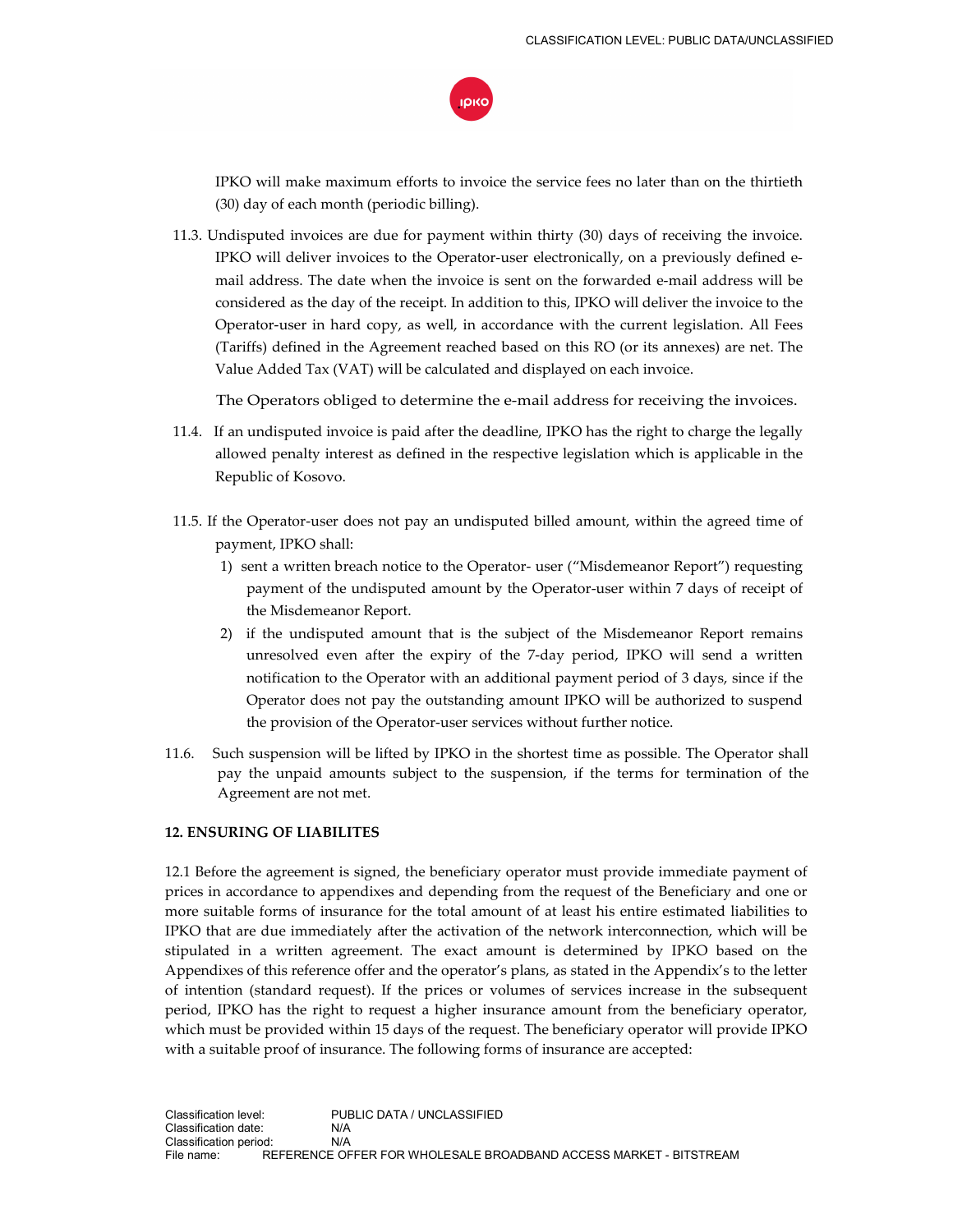IPKO will make maximum efforts to invoice the service fees no later than on the thirtieth (30) day of each month (periodic billing).

11.3. Undisputed invoices are due for payment within thirty (30) days of receiving the invoice. IPKO will deliver invoices to the Operator-user electronically, on a previously defined e-mail address. The date when the invoice is sent on the forwarded e-mail address will be considered as the day of the receipt. In addition to this, IPKO will deliver the invoice to the Operator-user in hard copy, as well, in accordance with the current legislation. All Fees (Tariffs) defined in the Agreement reached based on this RO (or its annexes) are net. The Value Added Tax (VAT) will be calculated and displayed on each invoice.

The Operators obliged to determine the e-mail address for receiving the invoices.

11.4. If an undisputed invoice is paid after the deadline, IPKO has the right to charge the legally allowed penalty interest as defined in the respective legislation which is applicable in the Republic of Kosovo.

11.5. If the Operator-user does not pay an undisputed billed amount, within the agreed time of payment, IPKO shall:

1) sent a written breach notice to the Operator- user ("Misdemeanor Report") requesting payment of the undisputed amount by the Operator-user within 7 days of receipt of the Misdemeanor Report.
2) if the undisputed amount that is the subject of the Misdemeanor Report remains unresolved even after the expiry of the 7-day period, IPKO will send a written notification to the Operator with an additional payment period of 3 days, since if the Operator does not pay the outstanding amount IPKO will be authorized to suspend the provision of the Operator-user services without further notice.

11.6. Such suspension will be lifted by IPKO in the shortest time as possible. The Operator shall pay the unpaid amounts subject to the suspension, if the terms for termination of the Agreement are not met.

## 12. ENSURING OF LIABILITES

12.1 Before the agreement is signed, the beneficiary operator must provide immediate payment of prices in accordance to appendixes and depending from the request of the Beneficiary and one or more suitable forms of insurance for the total amount of at least his entire estimated liabilities to IPKO that are due immediately after the activation of the network interconnection, which will be stipulated in a written agreement. The exact amount is determined by IPKO based on the Appendixes of this reference offer and the operator's plans, as stated in the Appendix's to the letter of intention (standard request). If the prices or volumes of services increase in the subsequent period, IPKO has the right to request a higher insurance amount from the beneficiary operator, which must be provided within 15 days of the request. The beneficiary operator will provide IPKO with a suitable proof of insurance. The following forms of insurance are accepted: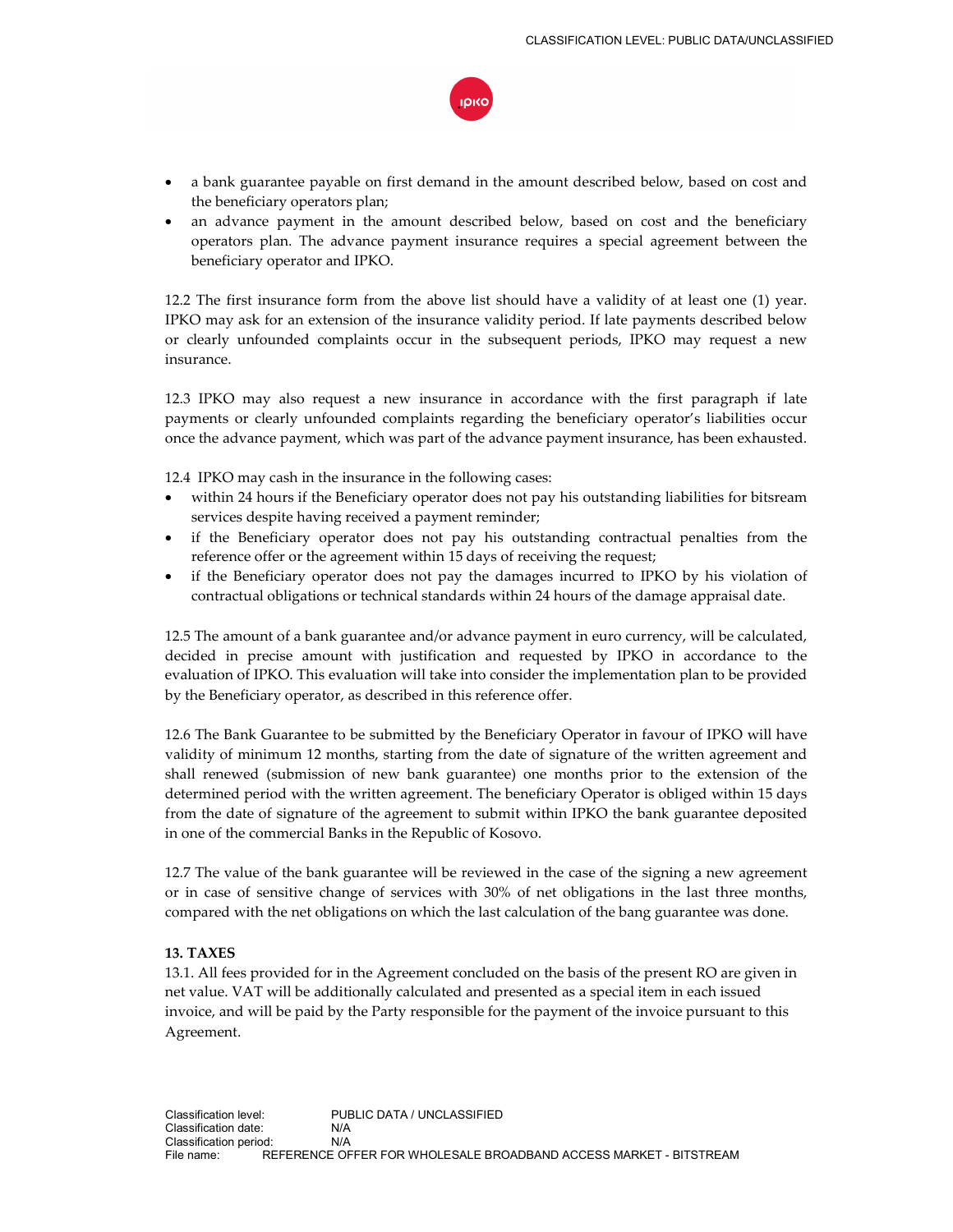- a bank guarantee payable on first demand in the amount described below, based on cost and the beneficiary operators plan;
- an advance payment in the amount described below, based on cost and the beneficiary operators plan. The advance payment insurance requires a special agreement between the beneficiary operator and IPKO.

12.2 The first insurance form from the above list should have a validity of at least one (1) year. IPKO may ask for an extension of the insurance validity period. If late payments described below or clearly unfounded complaints occur in the subsequent periods, IPKO may request a new insurance.

12.3 IPKO may also request a new insurance in accordance with the first paragraph if late payments or clearly unfounded complaints regarding the beneficiary operator's liabilities occur once the advance payment, which was part of the advance payment insurance, has been exhausted.

12.4 IPKO may cash in the insurance in the following cases:

- within 24 hours if the Beneficiary operator does not pay his outstanding liabilities for bitsream services despite having received a payment reminder;
- if the Beneficiary operator does not pay his outstanding contractual penalties from the reference offer or the agreement within 15 days of receiving the request;
- if the Beneficiary operator does not pay the damages incurred to IPKO by his violation of contractual obligations or technical standards within 24 hours of the damage appraisal date.

12.5 The amount of a bank guarantee and/or advance payment in euro currency, will be calculated, decided in precise amount with justification and requested by IPKO in accordance to the evaluation of IPKO. This evaluation will take into consider the implementation plan to be provided by the Beneficiary operator, as described in this reference offer.

12.6 The Bank Guarantee to be submitted by the Beneficiary Operator in favour of IPKO will have validity of minimum 12 months, starting from the date of signature of the written agreement and shall renewed (submission of new bank guarantee) one months prior to the extension of the determined period with the written agreement. The beneficiary Operator is obliged within 15 days from the date of signature of the agreement to submit within IPKO the bank guarantee deposited in one of the commercial Banks in the Republic of Kosovo.

12.7 The value of the bank guarantee will be reviewed in the case of the signing a new agreement or in case of sensitive change of services with 30% of net obligations in the last three months, compared with the net obligations on which the last calculation of the bang guarantee was done.

**13. TAXES**

13.1. All fees provided for in the Agreement concluded on the basis of the present RO are given in net value. VAT will be additionally calculated and presented as a special item in each issued invoice, and will be paid by the Party responsible for the payment of the invoice pursuant to this Agreement.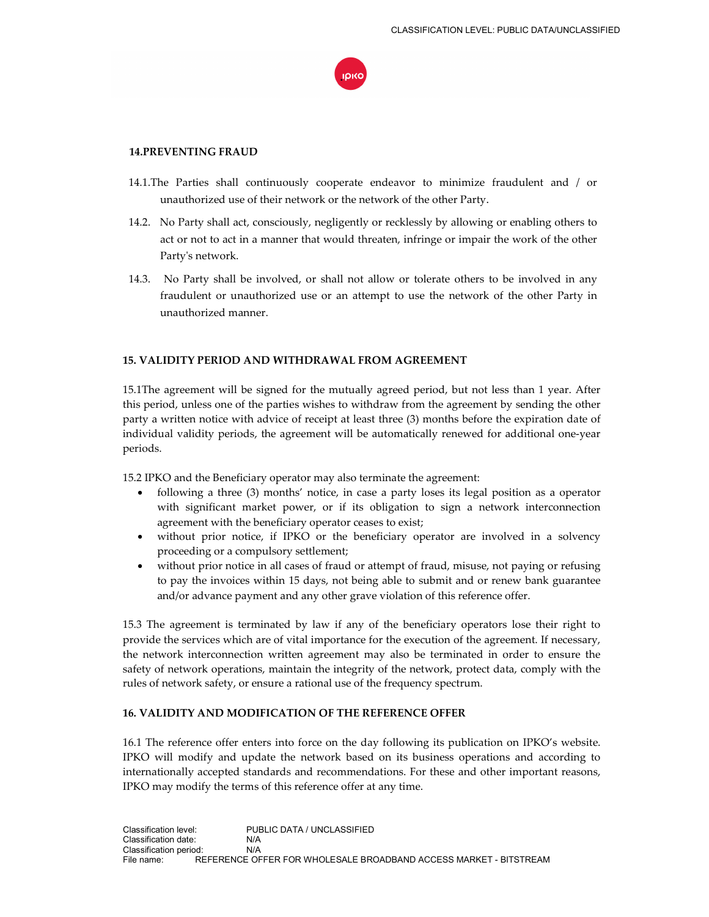## 14.PREVENTING FRAUD

14.1.The Parties shall continuously cooperate endeavor to minimize fraudulent and / or unauthorized use of their network or the network of the other Party.

14.2. No Party shall act, consciously, negligently or recklessly by allowing or enabling others to act or not to act in a manner that would threaten, infringe or impair the work of the other Party's network.

14.3. No Party shall be involved, or shall not allow or tolerate others to be involved in any fraudulent or unauthorized use or an attempt to use the network of the other Party in unauthorized manner.

## 15. VALIDITY PERIOD AND WITHDRAWAL FROM AGREEMENT

15.1The agreement will be signed for the mutually agreed period, but not less than 1 year. After this period, unless one of the parties wishes to withdraw from the agreement by sending the other party a written notice with advice of receipt at least three (3) months before the expiration date of individual validity periods, the agreement will be automatically renewed for additional one-year periods.

15.2 IPKO and the Beneficiary operator may also terminate the agreement:

- following a three (3) months' notice, in case a party loses its legal position as a operator with significant market power, or if its obligation to sign a network interconnection agreement with the beneficiary operator ceases to exist;
- without prior notice, if IPKO or the beneficiary operator are involved in a solvency proceeding or a compulsory settlement;
- without prior notice in all cases of fraud or attempt of fraud, misuse, not paying or refusing to pay the invoices within 15 days, not being able to submit and or renew bank guarantee and/or advance payment and any other grave violation of this reference offer.

15.3 The agreement is terminated by law if any of the beneficiary operators lose their right to provide the services which are of vital importance for the execution of the agreement. If necessary, the network interconnection written agreement may also be terminated in order to ensure the safety of network operations, maintain the integrity of the network, protect data, comply with the rules of network safety, or ensure a rational use of the frequency spectrum.

## 16. VALIDITY AND MODIFICATION OF THE REFERENCE OFFER

16.1 The reference offer enters into force on the day following its publication on IPKO's website. IPKO will modify and update the network based on its business operations and according to internationally accepted standards and recommendations. For these and other important reasons, IPKO may modify the terms of this reference offer at any time.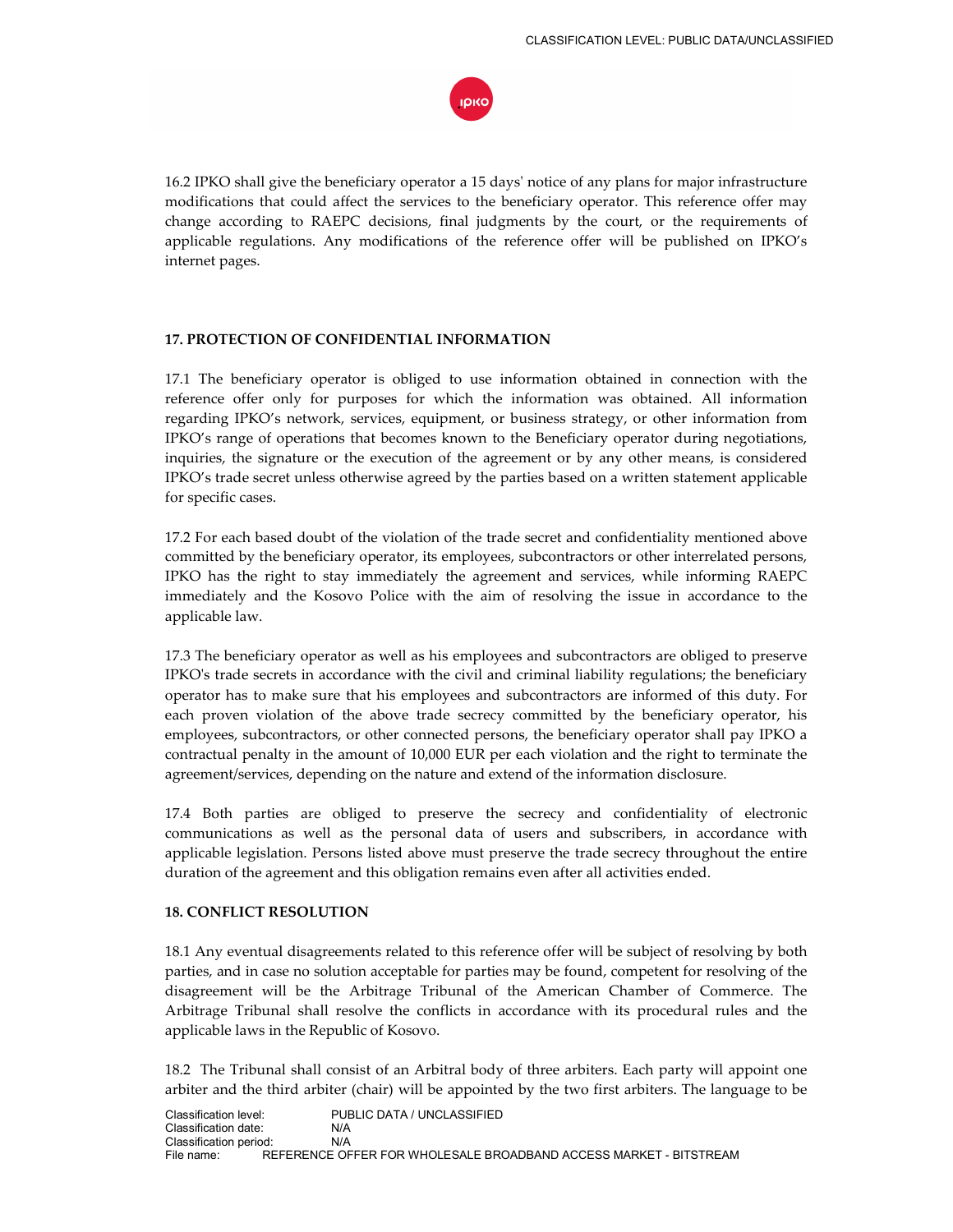16.2 IPKO shall give the beneficiary operator a 15 days' notice of any plans for major infrastructure modifications that could affect the services to the beneficiary operator. This reference offer may change according to RAEPC decisions, final judgments by the court, or the requirements of applicable regulations. Any modifications of the reference offer will be published on IPKO's internet pages.

**17. PROTECTION OF CONFIDENTIAL INFORMATION**

17.1 The beneficiary operator is obliged to use information obtained in connection with the reference offer only for purposes for which the information was obtained. All information regarding IPKO's network, services, equipment, or business strategy, or other information from IPKO's range of operations that becomes known to the Beneficiary operator during negotiations, inquiries, the signature or the execution of the agreement or by any other means, is considered IPKO's trade secret unless otherwise agreed by the parties based on a written statement applicable for specific cases.

17.2 For each based doubt of the violation of the trade secret and confidentiality mentioned above committed by the beneficiary operator, its employees, subcontractors or other interrelated persons, IPKO has the right to stay immediately the agreement and services, while informing RAEPC immediately and the Kosovo Police with the aim of resolving the issue in accordance to the applicable law.

17.3 The beneficiary operator as well as his employees and subcontractors are obliged to preserve IPKO's trade secrets in accordance with the civil and criminal liability regulations; the beneficiary operator has to make sure that his employees and subcontractors are informed of this duty. For each proven violation of the above trade secrecy committed by the beneficiary operator, his employees, subcontractors, or other connected persons, the beneficiary operator shall pay IPKO a contractual penalty in the amount of 10,000 EUR per each violation and the right to terminate the agreement/services, depending on the nature and extend of the information disclosure.

17.4 Both parties are obliged to preserve the secrecy and confidentiality of electronic communications as well as the personal data of users and subscribers, in accordance with applicable legislation. Persons listed above must preserve the trade secrecy throughout the entire duration of the agreement and this obligation remains even after all activities ended.

**18. CONFLICT RESOLUTION**

18.1 Any eventual disagreements related to this reference offer will be subject of resolving by both parties, and in case no solution acceptable for parties may be found, competent for resolving of the disagreement will be the Arbitrage Tribunal of the American Chamber of Commerce. The Arbitrage Tribunal shall resolve the conflicts in accordance with its procedural rules and the applicable laws in the Republic of Kosovo.

18.2 The Tribunal shall consist of an Arbitral body of three arbiters. Each party will appoint one arbiter and the third arbiter (chair) will be appointed by the two first arbiters. The language to be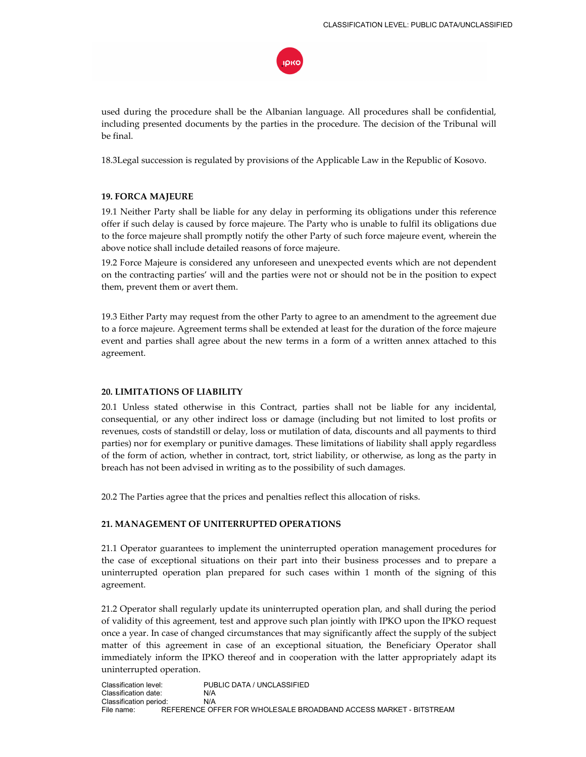used during the procedure shall be the Albanian language. All procedures shall be confidential, including presented documents by the parties in the procedure. The decision of the Tribunal will be final.

18.3Legal succession is regulated by provisions of the Applicable Law in the Republic of Kosovo.

**19. FORCA MAJEURE**

19.1 Neither Party shall be liable for any delay in performing its obligations under this reference offer if such delay is caused by force majeure. The Party who is unable to fulfil its obligations due to the force majeure shall promptly notify the other Party of such force majeure event, wherein the above notice shall include detailed reasons of force majeure.

19.2 Force Majeure is considered any unforeseen and unexpected events which are not dependent on the contracting parties' will and the parties were not or should not be in the position to expect them, prevent them or avert them.

19.3 Either Party may request from the other Party to agree to an amendment to the agreement due to a force majeure. Agreement terms shall be extended at least for the duration of the force majeure event and parties shall agree about the new terms in a form of a written annex attached to this agreement.

**20. LIMITATIONS OF LIABILITY**

20.1 Unless stated otherwise in this Contract, parties shall not be liable for any incidental, consequential, or any other indirect loss or damage (including but not limited to lost profits or revenues, costs of standstill or delay, loss or mutilation of data, discounts and all payments to third parties) nor for exemplary or punitive damages. These limitations of liability shall apply regardless of the form of action, whether in contract, tort, strict liability, or otherwise, as long as the party in breach has not been advised in writing as to the possibility of such damages.

20.2 The Parties agree that the prices and penalties reflect this allocation of risks.

**21. MANAGEMENT OF UNITERRUPTED OPERATIONS**

21.1 Operator guarantees to implement the uninterrupted operation management procedures for the case of exceptional situations on their part into their business processes and to prepare a uninterrupted operation plan prepared for such cases within 1 month of the signing of this agreement.

21.2 Operator shall regularly update its uninterrupted operation plan, and shall during the period of validity of this agreement, test and approve such plan jointly with IPKO upon the IPKO request once a year. In case of changed circumstances that may significantly affect the supply of the subject matter of this agreement in case of an exceptional situation, the Beneficiary Operator shall immediately inform the IPKO thereof and in cooperation with the latter appropriately adapt its uninterrupted operation.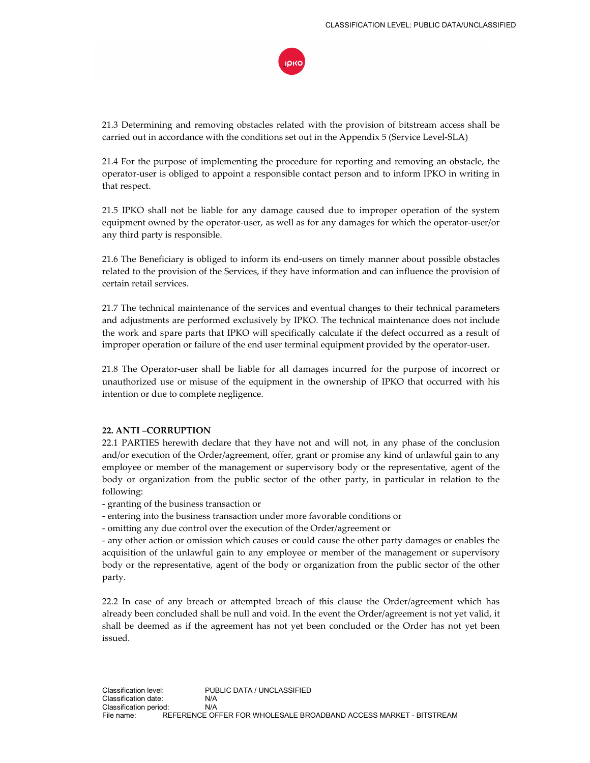21.3 Determining and removing obstacles related with the provision of bitstream access shall be carried out in accordance with the conditions set out in the Appendix 5 (Service Level-SLA)

21.4 For the purpose of implementing the procedure for reporting and removing an obstacle, the operator-user is obliged to appoint a responsible contact person and to inform IPKO in writing in that respect.

21.5 IPKO shall not be liable for any damage caused due to improper operation of the system equipment owned by the operator-user, as well as for any damages for which the operator-user/or any third party is responsible.

21.6 The Beneficiary is obliged to inform its end-users on timely manner about possible obstacles related to the provision of the Services, if they have information and can influence the provision of certain retail services.

21.7 The technical maintenance of the services and eventual changes to their technical parameters and adjustments are performed exclusively by IPKO. The technical maintenance does not include the work and spare parts that IPKO will specifically calculate if the defect occurred as a result of improper operation or failure of the end user terminal equipment provided by the operator-user.

21.8 The Operator-user shall be liable for all damages incurred for the purpose of incorrect or unauthorized use or misuse of the equipment in the ownership of IPKO that occurred with his intention or due to complete negligence.

**22. ANTI –CORRUPTION**

22.1 PARTIES herewith declare that they have not and will not, in any phase of the conclusion and/or execution of the Order/agreement, offer, grant or promise any kind of unlawful gain to any employee or member of the management or supervisory body or the representative, agent of the body or organization from the public sector of the other party, in particular in relation to the following:

- granting of the business transaction or
- entering into the business transaction under more favorable conditions or
- omitting any due control over the execution of the Order/agreement or
- any other action or omission which causes or could cause the other party damages or enables the acquisition of the unlawful gain to any employee or member of the management or supervisory body or the representative, agent of the body or organization from the public sector of the other party.

22.2 In case of any breach or attempted breach of this clause the Order/agreement which has already been concluded shall be null and void. In the event the Order/agreement is not yet valid, it shall be deemed as if the agreement has not yet been concluded or the Order has not yet been issued.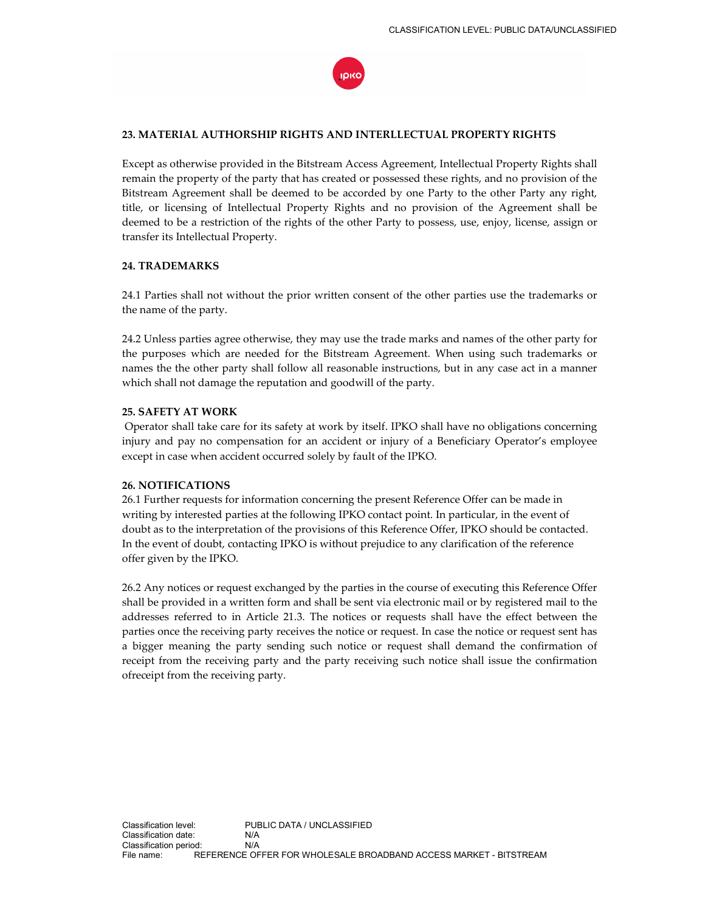**23. MATERIAL AUTHORSHIP RIGHTS AND INTERLLECTUAL PROPERTY RIGHTS**

Except as otherwise provided in the Bitstream Access Agreement, Intellectual Property Rights shall remain the property of the party that has created or possessed these rights, and no provision of the Bitstream Agreement shall be deemed to be accorded by one Party to the other Party any right, title, or licensing of Intellectual Property Rights and no provision of the Agreement shall be deemed to be a restriction of the rights of the other Party to possess, use, enjoy, license, assign or transfer its Intellectual Property.

**24. TRADEMARKS**

24.1 Parties shall not without the prior written consent of the other parties use the trademarks or the name of the party.

24.2 Unless parties agree otherwise, they may use the trade marks and names of the other party for the purposes which are needed for the Bitstream Agreement. When using such trademarks or names the the other party shall follow all reasonable instructions, but in any case act in a manner which shall not damage the reputation and goodwill of the party.

**25. SAFETY AT WORK**

Operator shall take care for its safety at work by itself. IPKO shall have no obligations concerning injury and pay no compensation for an accident or injury of a Beneficiary Operator's employee except in case when accident occurred solely by fault of the IPKO.

**26. NOTIFICATIONS**

26.1 Further requests for information concerning the present Reference Offer can be made in writing by interested parties at the following IPKO contact point. In particular, in the event of doubt as to the interpretation of the provisions of this Reference Offer, IPKO should be contacted. In the event of doubt, contacting IPKO is without prejudice to any clarification of the reference offer given by the IPKO.

26.2 Any notices or request exchanged by the parties in the course of executing this Reference Offer shall be provided in a written form and shall be sent via electronic mail or by registered mail to the addresses referred to in Article 21.3. The notices or requests shall have the effect between the parties once the receiving party receives the notice or request. In case the notice or request sent has a bigger meaning the party sending such notice or request shall demand the confirmation of receipt from the receiving party and the party receiving such notice shall issue the confirmation ofreceipt from the receiving party.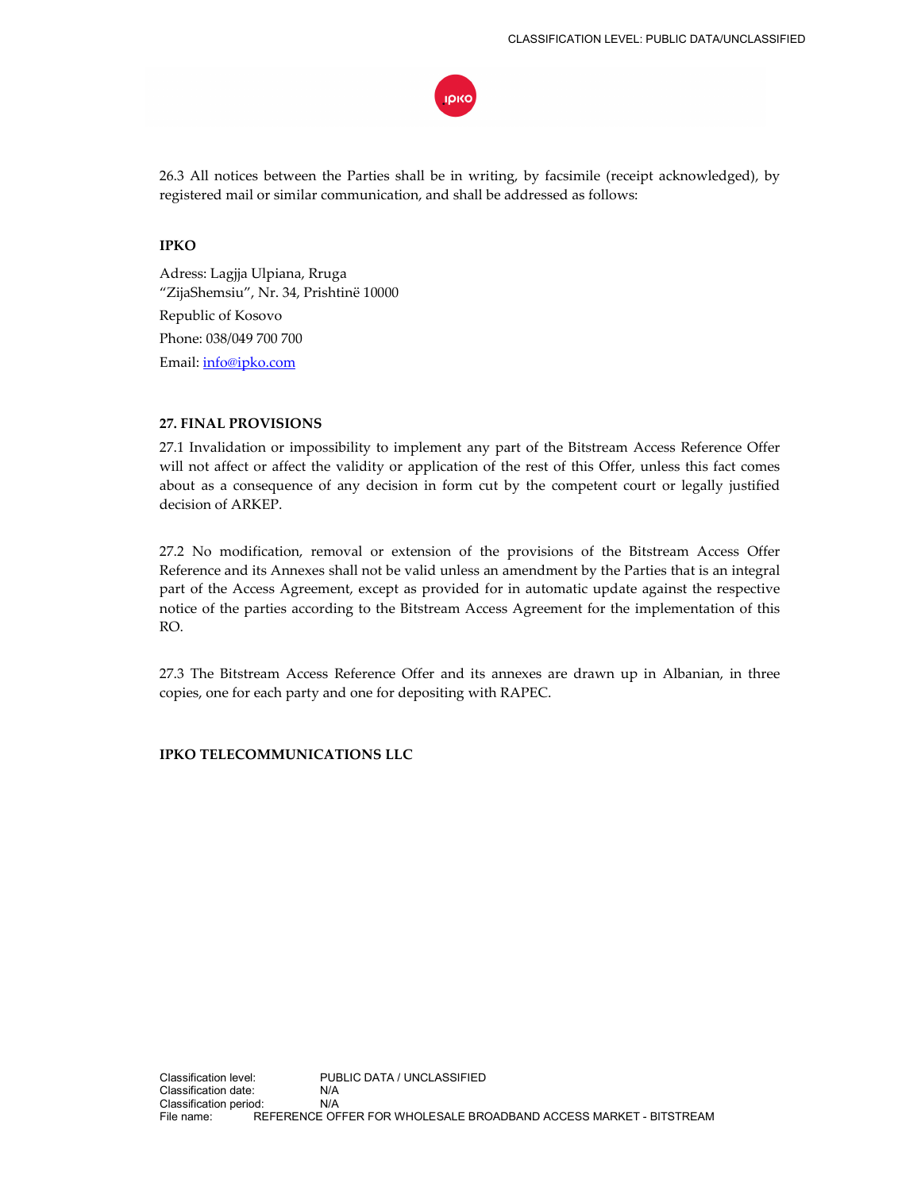26.3 All notices between the Parties shall be in writing, by facsimile (receipt acknowledged), by registered mail or similar communication, and shall be addressed as follows:

**IPKO**

Adress: Lagjja Ulpiana, Rruga "ZijaShemsiu", Nr. 34, Prishtinë 10000

Republic of Kosovo

Phone: 038/049 700 700

Email: info@ipko.com

**27. FINAL PROVISIONS**

27.1 Invalidation or impossibility to implement any part of the Bitstream Access Reference Offer will not affect or affect the validity or application of the rest of this Offer, unless this fact comes about as a consequence of any decision in form cut by the competent court or legally justified decision of ARKEP.

27.2 No modification, removal or extension of the provisions of the Bitstream Access Offer Reference and its Annexes shall not be valid unless an amendment by the Parties that is an integral part of the Access Agreement, except as provided for in automatic update against the respective notice of the parties according to the Bitstream Access Agreement for the implementation of this RO.

27.3 The Bitstream Access Reference Offer and its annexes are drawn up in Albanian, in three copies, one for each party and one for depositing with RAPEC.

**IPKO TELECOMMUNICATIONS LLC**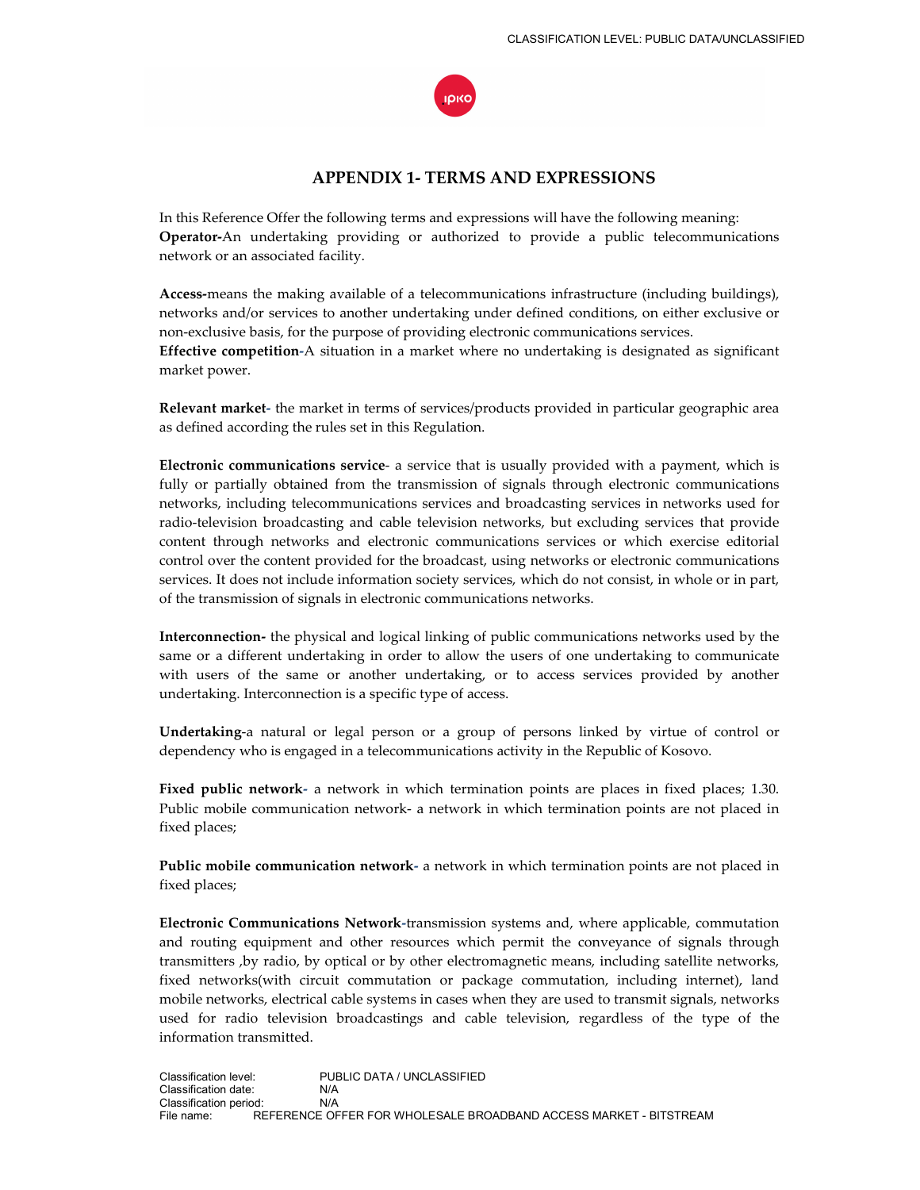# APPENDIX 1- TERMS AND EXPRESSIONS

In this Reference Offer the following terms and expressions will have the following meaning:

**Operator-**An undertaking providing or authorized to provide a public telecommunications network or an associated facility.

**Access-**means the making available of a telecommunications infrastructure (including buildings), networks and/or services to another undertaking under defined conditions, on either exclusive or non-exclusive basis, for the purpose of providing electronic communications services.

**Effective competition**-A situation in a market where no undertaking is designated as significant market power.

**Relevant market-** the market in terms of services/products provided in particular geographic area as defined according the rules set in this Regulation.

**Electronic communications service**- a service that is usually provided with a payment, which is fully or partially obtained from the transmission of signals through electronic communications networks, including telecommunications services and broadcasting services in networks used for radio-television broadcasting and cable television networks, but excluding services that provide content through networks and electronic communications services or which exercise editorial control over the content provided for the broadcast, using networks or electronic communications services. It does not include information society services, which do not consist, in whole or in part, of the transmission of signals in electronic communications networks.

**Interconnection-** the physical and logical linking of public communications networks used by the same or a different undertaking in order to allow the users of one undertaking to communicate with users of the same or another undertaking, or to access services provided by another undertaking. Interconnection is a specific type of access.

**Undertaking**-a natural or legal person or a group of persons linked by virtue of control or dependency who is engaged in a telecommunications activity in the Republic of Kosovo.

**Fixed public network-** a network in which termination points are places in fixed places; 1.30. Public mobile communication network- a network in which termination points are not placed in fixed places;

**Public mobile communication network-** a network in which termination points are not placed in fixed places;

**Electronic Communications Network-**transmission systems and, where applicable, commutation and routing equipment and other resources which permit the conveyance of signals through transmitters ,by radio, by optical or by other electromagnetic means, including satellite networks, fixed networks(with circuit commutation or package commutation, including internet), land mobile networks, electrical cable systems in cases when they are used to transmit signals, networks used for radio television broadcastings and cable television, regardless of the type of the information transmitted.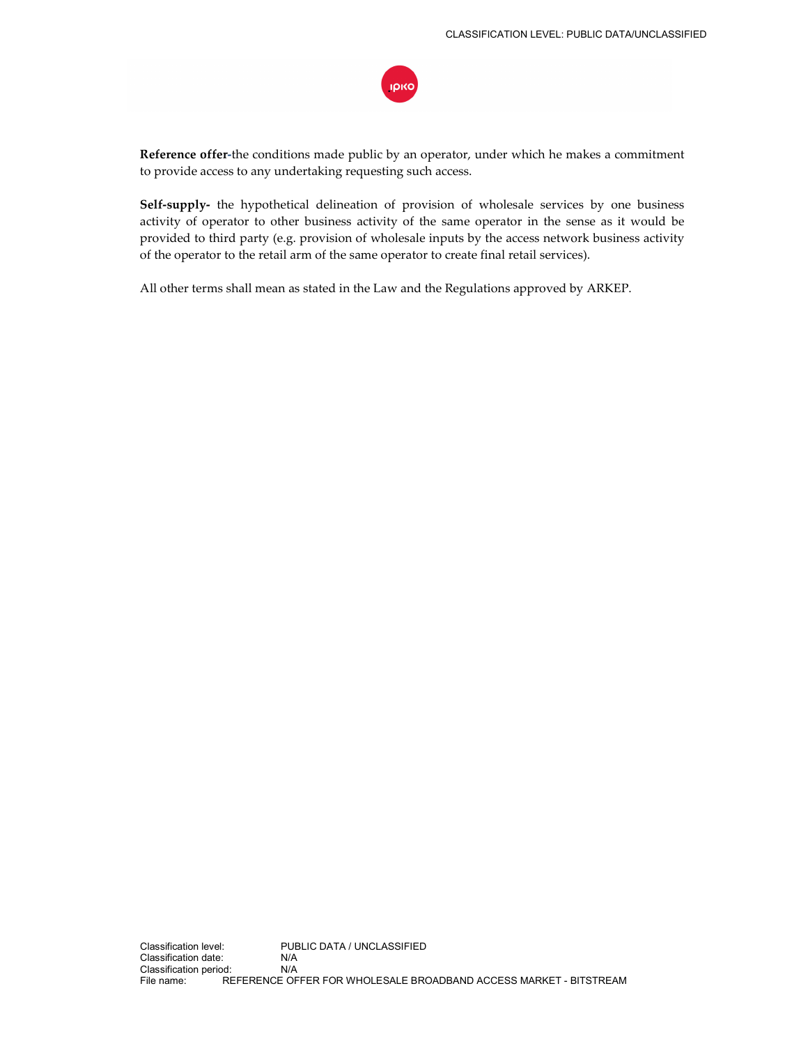**Reference offer-**the conditions made public by an operator, under which he makes a commitment to provide access to any undertaking requesting such access.

**Self-supply-** the hypothetical delineation of provision of wholesale services by one business activity of operator to other business activity of the same operator in the sense as it would be provided to third party (e.g. provision of wholesale inputs by the access network business activity of the operator to the retail arm of the same operator to create final retail services).

All other terms shall mean as stated in the Law and the Regulations approved by ARKEP.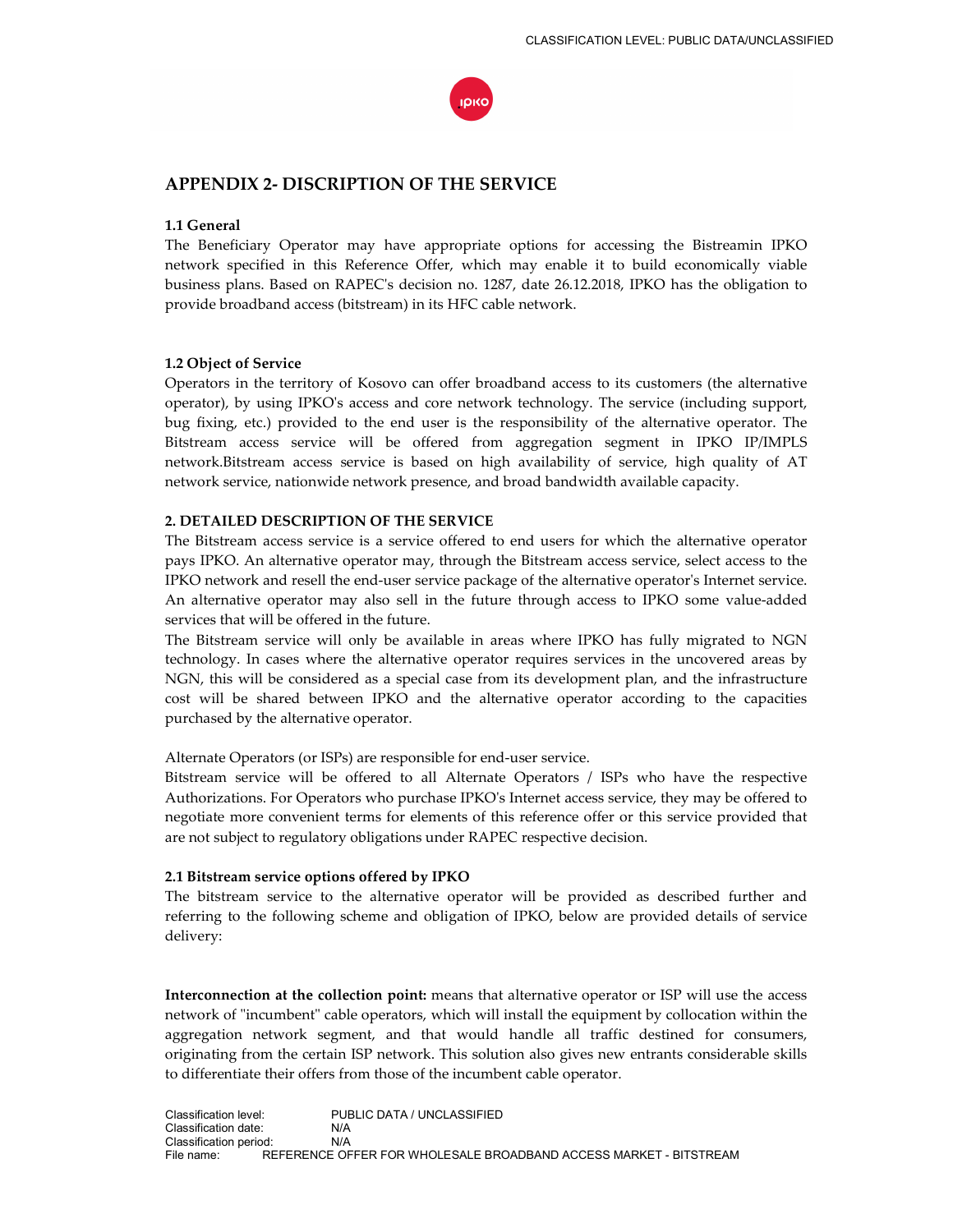# APPENDIX 2- DISCRIPTION OF THE SERVICE

### 1.1 General

The Beneficiary Operator may have appropriate options for accessing the Bistreamin IPKO network specified in this Reference Offer, which may enable it to build economically viable business plans. Based on RAPEC's decision no. 1287, date 26.12.2018, IPKO has the obligation to provide broadband access (bitstream) in its HFC cable network.

### 1.2 Object of Service

Operators in the territory of Kosovo can offer broadband access to its customers (the alternative operator), by using IPKO's access and core network technology. The service (including support, bug fixing, etc.) provided to the end user is the responsibility of the alternative operator. The Bitstream access service will be offered from aggregation segment in IPKO IP/IMPLS network.Bitstream access service is based on high availability of service, high quality of AT network service, nationwide network presence, and broad bandwidth available capacity.

## 2. DETAILED DESCRIPTION OF THE SERVICE

The Bitstream access service is a service offered to end users for which the alternative operator pays IPKO. An alternative operator may, through the Bitstream access service, select access to the IPKO network and resell the end-user service package of the alternative operator's Internet service. An alternative operator may also sell in the future through access to IPKO some value-added services that will be offered in the future.

The Bitstream service will only be available in areas where IPKO has fully migrated to NGN technology. In cases where the alternative operator requires services in the uncovered areas by NGN, this will be considered as a special case from its development plan, and the infrastructure cost will be shared between IPKO and the alternative operator according to the capacities purchased by the alternative operator.

Alternate Operators (or ISPs) are responsible for end-user service.

Bitstream service will be offered to all Alternate Operators / ISPs who have the respective Authorizations. For Operators who purchase IPKO's Internet access service, they may be offered to negotiate more convenient terms for elements of this reference offer or this service provided that are not subject to regulatory obligations under RAPEC respective decision.

### 2.1 Bitstream service options offered by IPKO

The bitstream service to the alternative operator will be provided as described further and referring to the following scheme and obligation of IPKO, below are provided details of service delivery:

**Interconnection at the collection point:** means that alternative operator or ISP will use the access network of "incumbent" cable operators, which will install the equipment by collocation within the aggregation network segment, and that would handle all traffic destined for consumers, originating from the certain ISP network. This solution also gives new entrants considerable skills to differentiate their offers from those of the incumbent cable operator.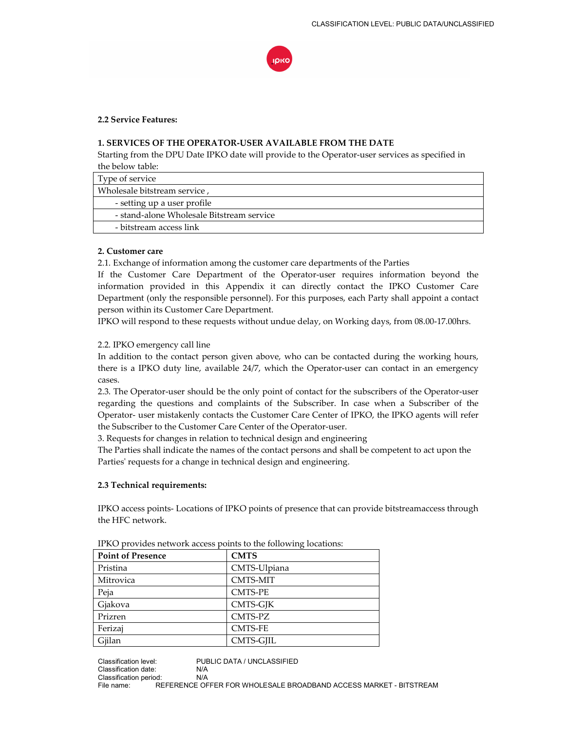### 2.2 Service Features:

**1. SERVICES OF THE OPERATOR-USER AVAILABLE FROM THE DATE**

Starting from the DPU Date IPKO date will provide to the Operator-user services as specified in the below table:

| Type of service |
|---|
| Wholesale bitstream service , |
| - setting up a user profile |
| - stand-alone Wholesale Bitstream service |
| - bitstream access link |

**2. Customer care**

2.1. Exchange of information among the customer care departments of the Parties

If the Customer Care Department of the Operator-user requires information beyond the information provided in this Appendix it can directly contact the IPKO Customer Care Department (only the responsible personnel). For this purposes, each Party shall appoint a contact person within its Customer Care Department.

IPKO will respond to these requests without undue delay, on Working days, from 08.00-17.00hrs.

2.2. IPKO emergency call line

In addition to the contact person given above, who can be contacted during the working hours, there is a IPKO duty line, available 24/7, which the Operator-user can contact in an emergency cases.

2.3. The Operator-user should be the only point of contact for the subscribers of the Operator-user regarding the questions and complaints of the Subscriber. In case when a Subscriber of the Operator- user mistakenly contacts the Customer Care Center of IPKO, the IPKO agents will refer the Subscriber to the Customer Care Center of the Operator-user.

3. Requests for changes in relation to technical design and engineering

The Parties shall indicate the names of the contact persons and shall be competent to act upon the Parties' requests for a change in technical design and engineering.

### 2.3 Technical requirements:

IPKO access points- Locations of IPKO points of presence that can provide bitstreamaccess through the HFC network.

IPKO provides network access points to the following locations:

| Point of Presence | CMTS |
|---|---|
| Pristina | CMTS-Ulpiana |
| Mitrovica | CMTS-MIT |
| Peja | CMTS-PE |
| Gjakova | CMTS-GJK |
| Prizren | CMTS-PZ |
| Ferizaj | CMTS-FE |
| Gjilan | CMTS-GJIL |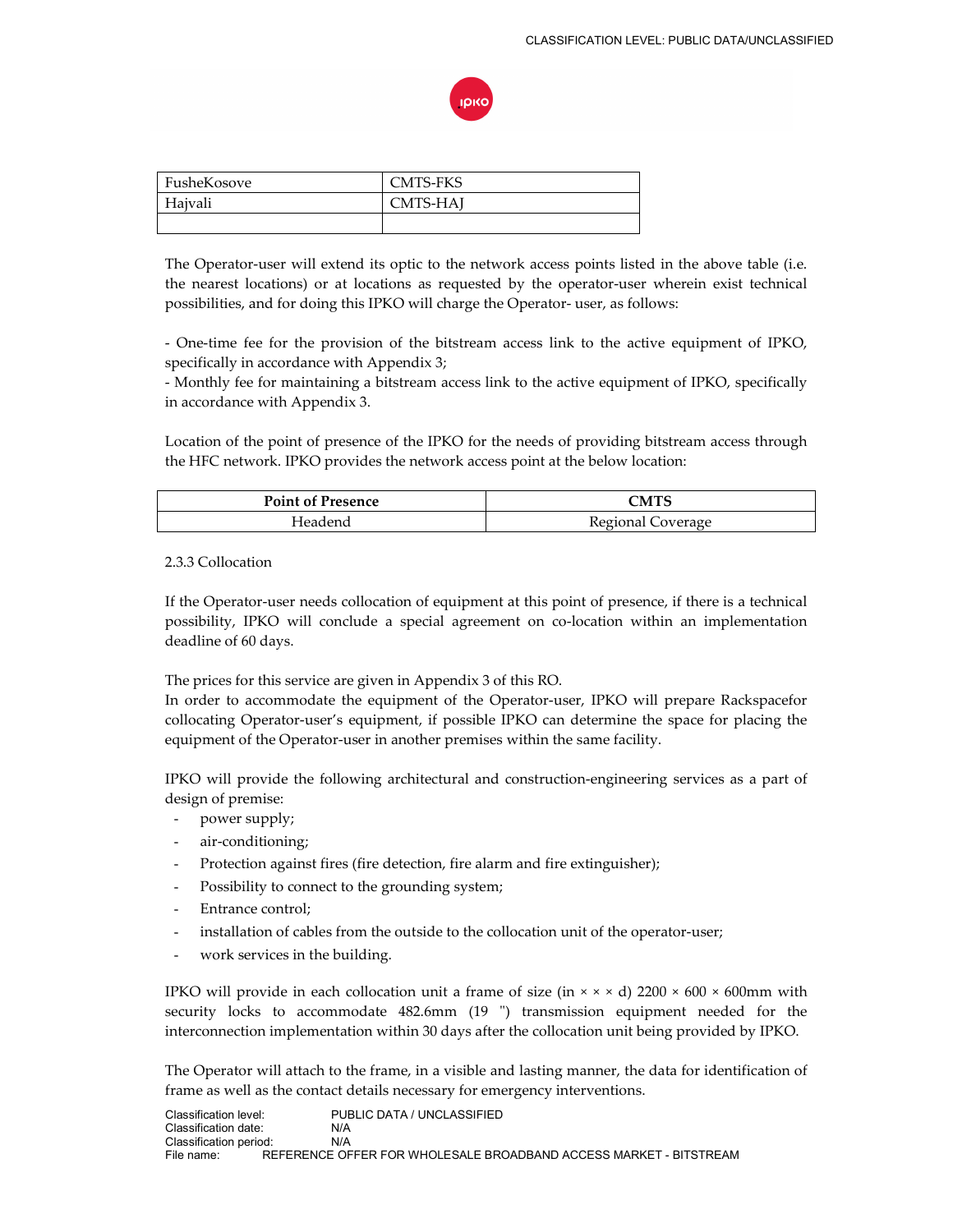| FusheKosove | CMTS-FKS |
|---|---|
| Hajvali | CMTS-HAJ |
| | |

The Operator-user will extend its optic to the network access points listed in the above table (i.e. the nearest locations) or at locations as requested by the operator-user wherein exist technical possibilities, and for doing this IPKO will charge the Operator- user, as follows:

- One-time fee for the provision of the bitstream access link to the active equipment of IPKO, specifically in accordance with Appendix 3;
- Monthly fee for maintaining a bitstream access link to the active equipment of IPKO, specifically in accordance with Appendix 3.

Location of the point of presence of the IPKO for the needs of providing bitstream access through the HFC network. IPKO provides the network access point at the below location:

| Point of Presence | CMTS |
|---|---|
| Headend | Regional Coverage |

2.3.3 Collocation

If the Operator-user needs collocation of equipment at this point of presence, if there is a technical possibility, IPKO will conclude a special agreement on co-location within an implementation deadline of 60 days.

The prices for this service are given in Appendix 3 of this RO.
In order to accommodate the equipment of the Operator-user, IPKO will prepare Rackspacefor collocating Operator-user's equipment, if possible IPKO can determine the space for placing the equipment of the Operator-user in another premises within the same facility.

IPKO will provide the following architectural and construction-engineering services as a part of design of premise:

- power supply;
- air-conditioning;
- Protection against fires (fire detection, fire alarm and fire extinguisher);
- Possibility to connect to the grounding system;
- Entrance control;
- installation of cables from the outside to the collocation unit of the operator-user;
- work services in the building.

IPKO will provide in each collocation unit a frame of size (in × × × d) 2200 × 600 × 600mm with security locks to accommodate 482.6mm (19 ") transmission equipment needed for the interconnection implementation within 30 days after the collocation unit being provided by IPKO.

The Operator will attach to the frame, in a visible and lasting manner, the data for identification of frame as well as the contact details necessary for emergency interventions.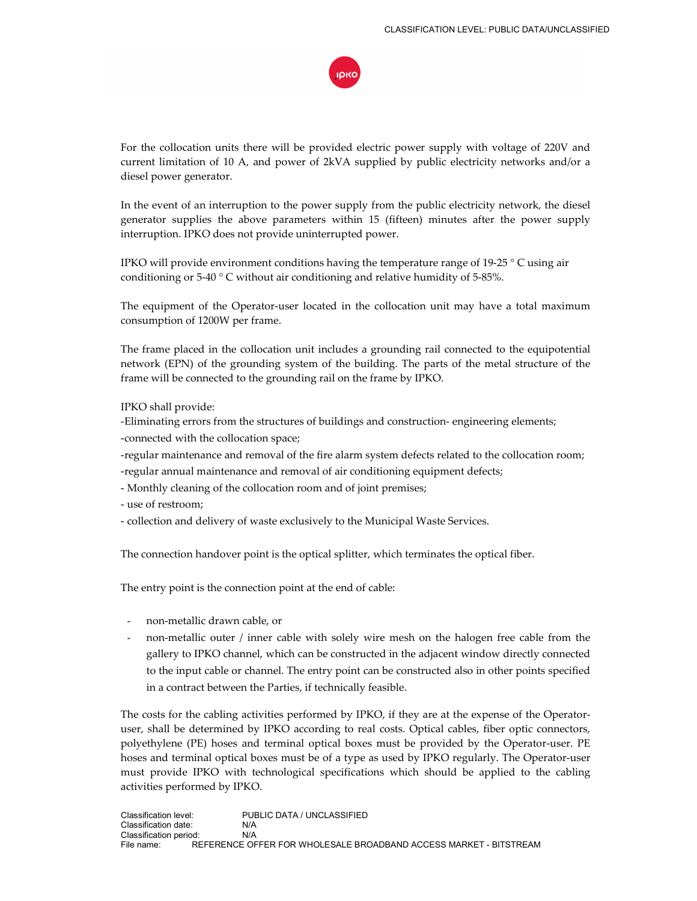For the collocation units there will be provided electric power supply with voltage of 220V and current limitation of 10 A, and power of 2kVA supplied by public electricity networks and/or a diesel power generator.

In the event of an interruption to the power supply from the public electricity network, the diesel generator supplies the above parameters within 15 (fifteen) minutes after the power supply interruption. IPKO does not provide uninterrupted power.

IPKO will provide environment conditions having the temperature range of 19-25 ° C using air conditioning or 5-40 ° C without air conditioning and relative humidity of 5-85%.

The equipment of the Operator-user located in the collocation unit may have a total maximum consumption of 1200W per frame.

The frame placed in the collocation unit includes a grounding rail connected to the equipotential network (EPN) of the grounding system of the building. The parts of the metal structure of the frame will be connected to the grounding rail on the frame by IPKO.

IPKO shall provide:

-Eliminating errors from the structures of buildings and construction- engineering elements;

-connected with the collocation space;

-regular maintenance and removal of the fire alarm system defects related to the collocation room;

-regular annual maintenance and removal of air conditioning equipment defects;

- Monthly cleaning of the collocation room and of joint premises;
- use of restroom;
- collection and delivery of waste exclusively to the Municipal Waste Services.

The connection handover point is the optical splitter, which terminates the optical fiber.

The entry point is the connection point at the end of cable:

- non-metallic drawn cable, or
- non-metallic outer / inner cable with solely wire mesh on the halogen free cable from the gallery to IPKO channel, which can be constructed in the adjacent window directly connected to the input cable or channel. The entry point can be constructed also in other points specified in a contract between the Parties, if technically feasible.

The costs for the cabling activities performed by IPKO, if they are at the expense of the Operator-user, shall be determined by IPKO according to real costs. Optical cables, fiber optic connectors, polyethylene (PE) hoses and terminal optical boxes must be provided by the Operator-user. PE hoses and terminal optical boxes must be of a type as used by IPKO regularly. The Operator-user must provide IPKO with technological specifications which should be applied to the cabling activities performed by IPKO.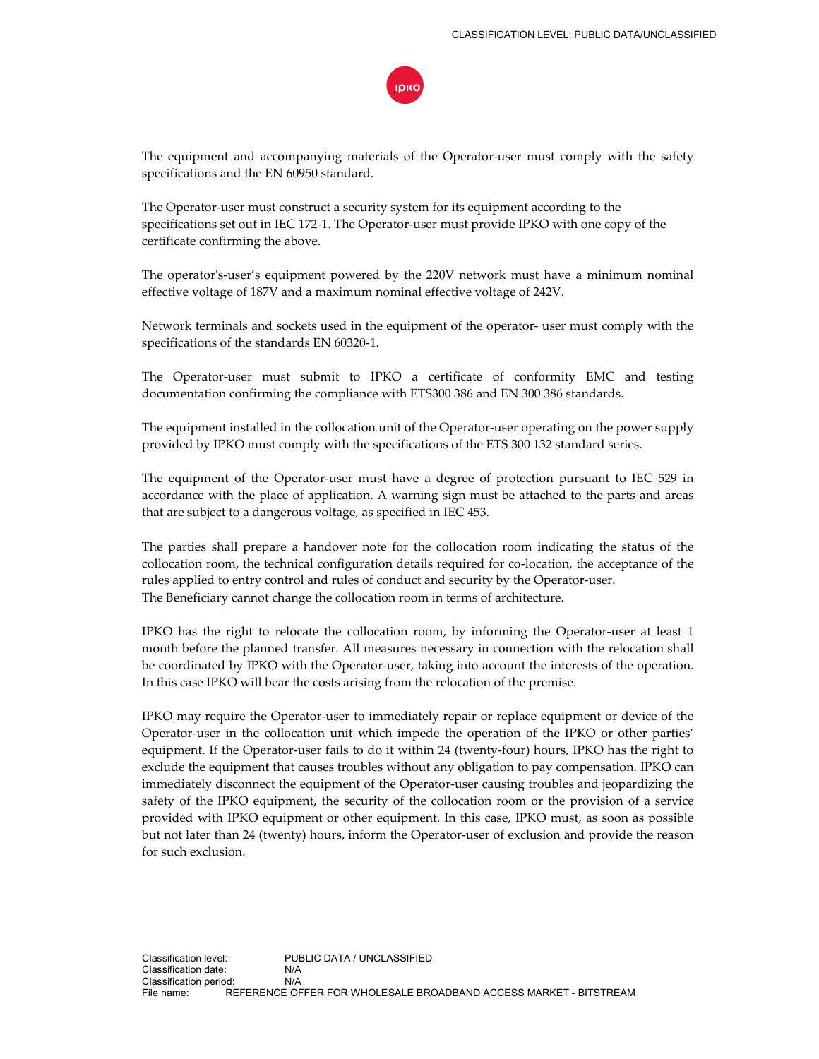The equipment and accompanying materials of the Operator-user must comply with the safety specifications and the EN 60950 standard.

The Operator-user must construct a security system for its equipment according to the specifications set out in IEC 172-1. The Operator-user must provide IPKO with one copy of the certificate confirming the above.

The operator's-user's equipment powered by the 220V network must have a minimum nominal effective voltage of 187V and a maximum nominal effective voltage of 242V.

Network terminals and sockets used in the equipment of the operator- user must comply with the specifications of the standards EN 60320-1.

The Operator-user must submit to IPKO a certificate of conformity EMC and testing documentation confirming the compliance with ETS300 386 and EN 300 386 standards.

The equipment installed in the collocation unit of the Operator-user operating on the power supply provided by IPKO must comply with the specifications of the ETS 300 132 standard series.

The equipment of the Operator-user must have a degree of protection pursuant to IEC 529 in accordance with the place of application. A warning sign must be attached to the parts and areas that are subject to a dangerous voltage, as specified in IEC 453.

The parties shall prepare a handover note for the collocation room indicating the status of the collocation room, the technical configuration details required for co-location, the acceptance of the rules applied to entry control and rules of conduct and security by the Operator-user.
The Beneficiary cannot change the collocation room in terms of architecture.

IPKO has the right to relocate the collocation room, by informing the Operator-user at least 1 month before the planned transfer. All measures necessary in connection with the relocation shall be coordinated by IPKO with the Operator-user, taking into account the interests of the operation. In this case IPKO will bear the costs arising from the relocation of the premise.

IPKO may require the Operator-user to immediately repair or replace equipment or device of the Operator-user in the collocation unit which impede the operation of the IPKO or other parties' equipment. If the Operator-user fails to do it within 24 (twenty-four) hours, IPKO has the right to exclude the equipment that causes troubles without any obligation to pay compensation. IPKO can immediately disconnect the equipment of the Operator-user causing troubles and jeopardizing the safety of the IPKO equipment, the security of the collocation room or the provision of a service provided with IPKO equipment or other equipment. In this case, IPKO must, as soon as possible but not later than 24 (twenty) hours, inform the Operator-user of exclusion and provide the reason for such exclusion.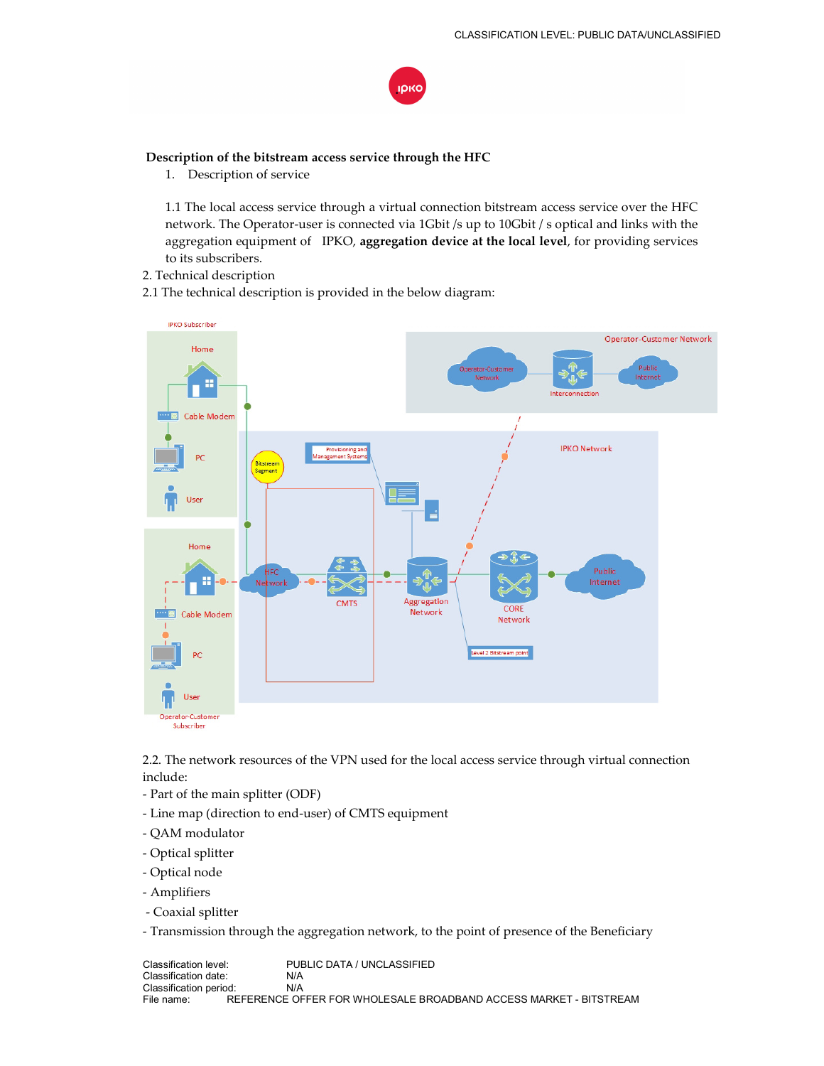**Description of the bitstream access service through the HFC**

1. Description of service

1.1 The local access service through a virtual connection bitstream access service over the HFC network. The Operator-user is connected via 1Gbit /s up to 10Gbit / s optical and links with the aggregation equipment of IPKO, **aggregation device at the local level**, for providing services to its subscribers.

2. Technical description

2.1 The technical description is provided in the below diagram:

2.2. The network resources of the VPN used for the local access service through virtual connection include:

- Part of the main splitter (ODF)
- Line map (direction to end-user) of CMTS equipment
- QAM modulator
- Optical splitter
- Optical node
- Amplifiers
- Coaxial splitter
- Transmission through the aggregation network, to the point of presence of the Beneficiary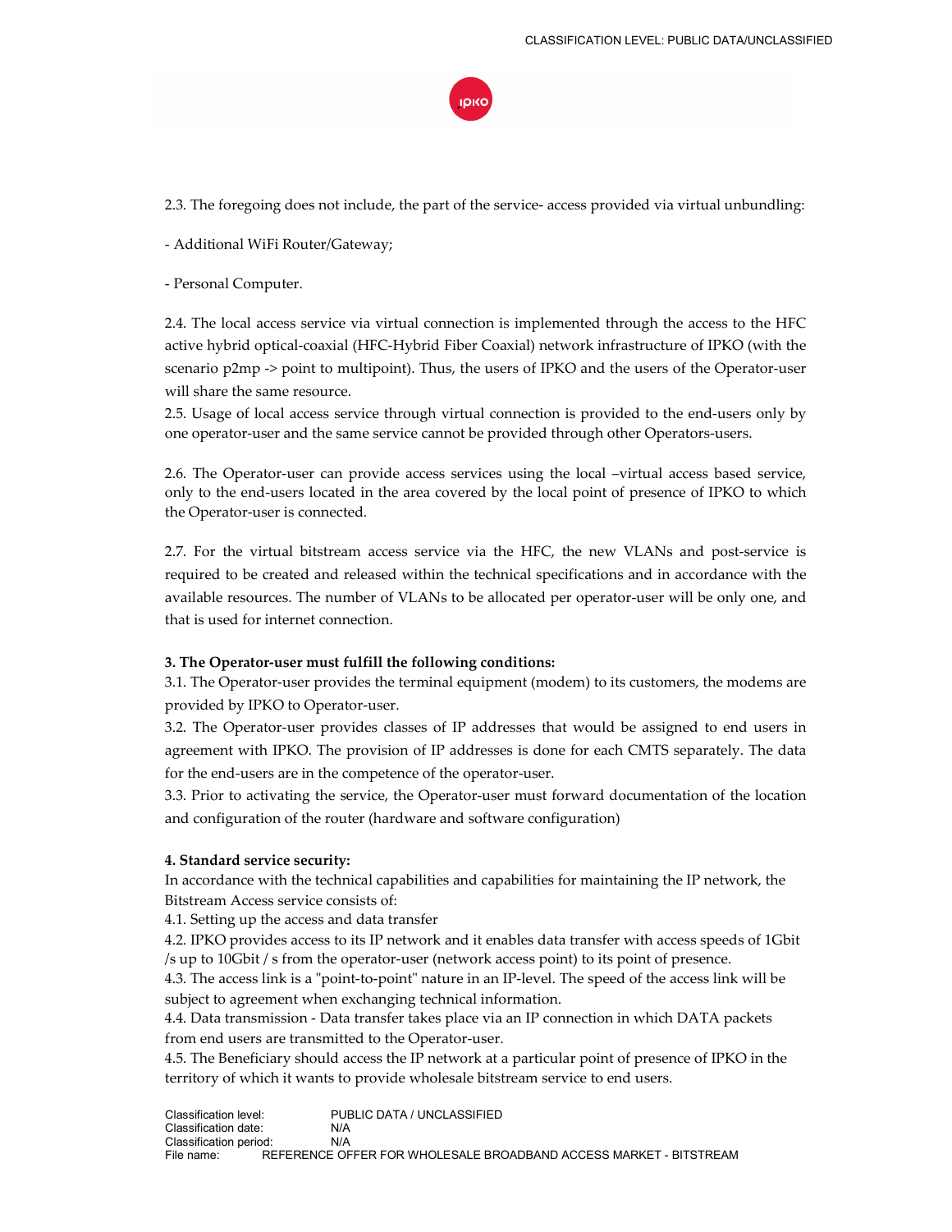2.3. The foregoing does not include, the part of the service- access provided via virtual unbundling:

- Additional WiFi Router/Gateway;

- Personal Computer.

2.4. The local access service via virtual connection is implemented through the access to the HFC active hybrid optical-coaxial (HFC-Hybrid Fiber Coaxial) network infrastructure of IPKO (with the scenario p2mp -> point to multipoint). Thus, the users of IPKO and the users of the Operator-user will share the same resource.

2.5. Usage of local access service through virtual connection is provided to the end-users only by one operator-user and the same service cannot be provided through other Operators-users.

2.6. The Operator-user can provide access services using the local –virtual access based service, only to the end-users located in the area covered by the local point of presence of IPKO to which the Operator-user is connected.

2.7. For the virtual bitstream access service via the HFC, the new VLANs and post-service is required to be created and released within the technical specifications and in accordance with the available resources. The number of VLANs to be allocated per operator-user will be only one, and that is used for internet connection.

**3. The Operator-user must fulfill the following conditions:**

3.1. The Operator-user provides the terminal equipment (modem) to its customers, the modems are provided by IPKO to Operator-user.

3.2. The Operator-user provides classes of IP addresses that would be assigned to end users in agreement with IPKO. The provision of IP addresses is done for each CMTS separately. The data for the end-users are in the competence of the operator-user.

3.3. Prior to activating the service, the Operator-user must forward documentation of the location and configuration of the router (hardware and software configuration)

**4. Standard service security:**

In accordance with the technical capabilities and capabilities for maintaining the IP network, the Bitstream Access service consists of:

4.1. Setting up the access and data transfer

4.2. IPKO provides access to its IP network and it enables data transfer with access speeds of 1Gbit /s up to 10Gbit / s from the operator-user (network access point) to its point of presence.

4.3. The access link is a "point-to-point" nature in an IP-level. The speed of the access link will be subject to agreement when exchanging technical information.

4.4. Data transmission - Data transfer takes place via an IP connection in which DATA packets from end users are transmitted to the Operator-user.

4.5. The Beneficiary should access the IP network at a particular point of presence of IPKO in the territory of which it wants to provide wholesale bitstream service to end users.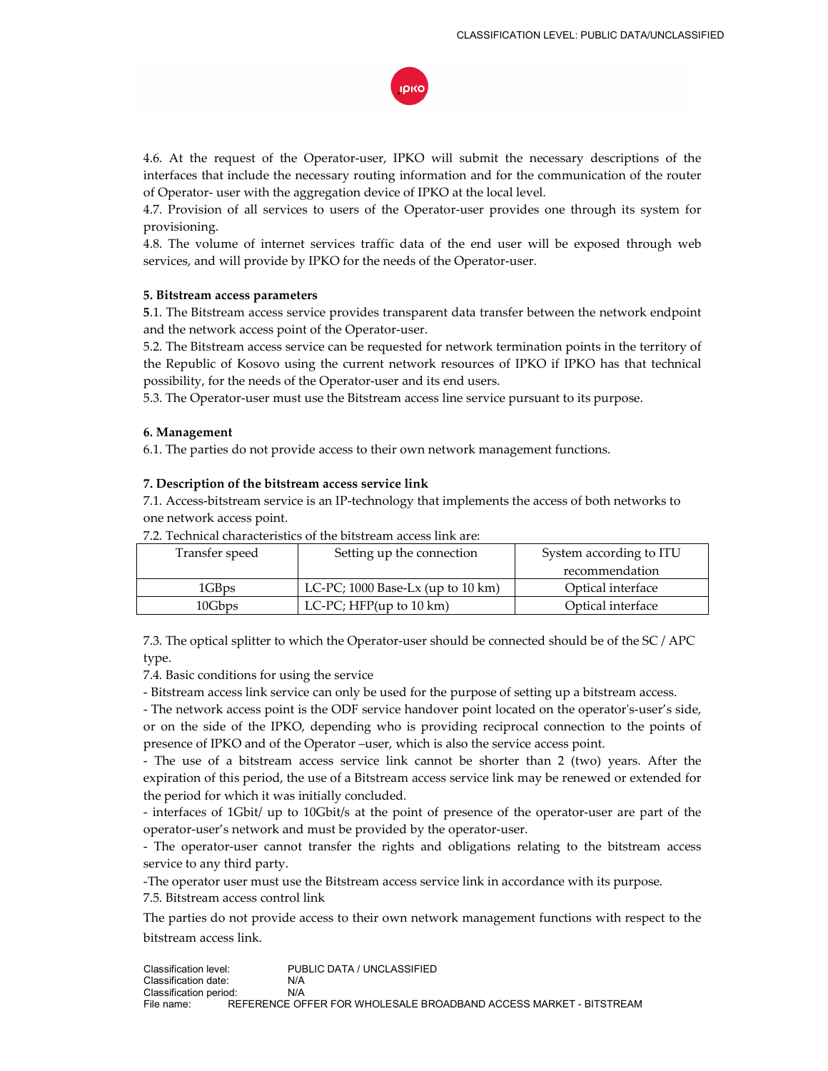4.6. At the request of the Operator-user, IPKO will submit the necessary descriptions of the interfaces that include the necessary routing information and for the communication of the router of Operator- user with the aggregation device of IPKO at the local level.

4.7. Provision of all services to users of the Operator-user provides one through its system for provisioning.

4.8. The volume of internet services traffic data of the end user will be exposed through web services, and will provide by IPKO for the needs of the Operator-user.

**5. Bitstream access parameters**

**5**.1. The Bitstream access service provides transparent data transfer between the network endpoint and the network access point of the Operator-user.

5.2. The Bitstream access service can be requested for network termination points in the territory of the Republic of Kosovo using the current network resources of IPKO if IPKO has that technical possibility, for the needs of the Operator-user and its end users.

5.3. The Operator-user must use the Bitstream access line service pursuant to its purpose.

**6. Management**

6.1. The parties do not provide access to their own network management functions.

**7. Description of the bitstream access service link**

7.1. Access-bitstream service is an IP-technology that implements the access of both networks to one network access point.

7.2. Technical characteristics of the bitstream access link are:

| Transfer speed | Setting up the connection | System according to ITU recommendation |
|---|---|---|
| 1GBps | LC-PC; 1000 Base-Lx (up to 10 km) | Optical interface |
| 10Gbps | LC-PC; HFP(up to 10 km) | Optical interface |

7.3. The optical splitter to which the Operator-user should be connected should be of the SC / APC type.

7.4. Basic conditions for using the service

- Bitstream access link service can only be used for the purpose of setting up a bitstream access.
- The network access point is the ODF service handover point located on the operator's-user's side, or on the side of the IPKO, depending who is providing reciprocal connection to the points of presence of IPKO and of the Operator –user, which is also the service access point.
- The use of a bitstream access service link cannot be shorter than 2 (two) years. After the expiration of this period, the use of a Bitstream access service link may be renewed or extended for the period for which it was initially concluded.
- interfaces of 1Gbit/ up to 10Gbit/s at the point of presence of the operator-user are part of the operator-user's network and must be provided by the operator-user.
- The operator-user cannot transfer the rights and obligations relating to the bitstream access service to any third party.
- The operator user must use the Bitstream access service link in accordance with its purpose.

7.5. Bitstream access control link

The parties do not provide access to their own network management functions with respect to the bitstream access link.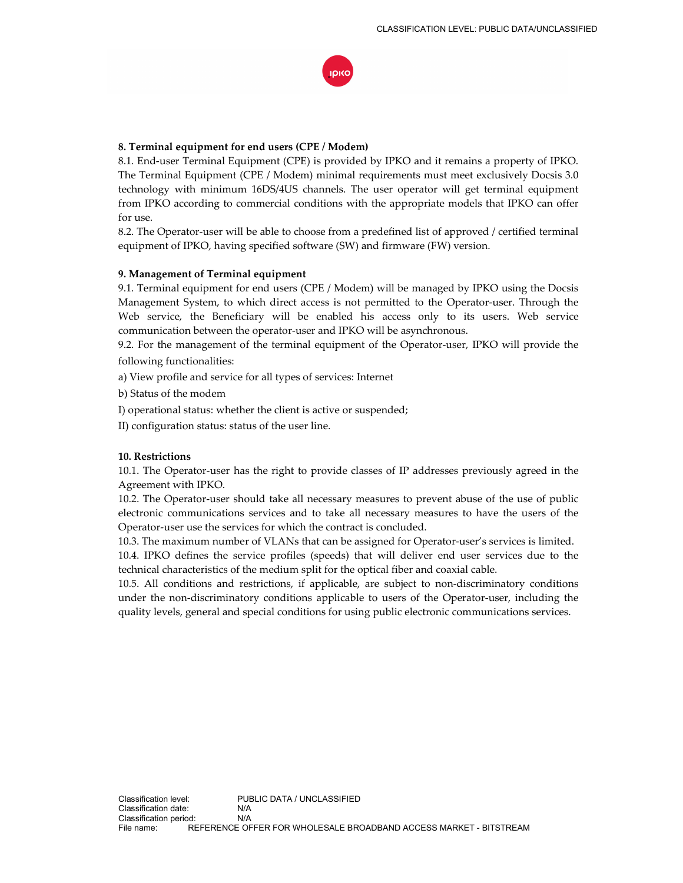## 8. Terminal equipment for end users (CPE / Modem)

8.1. End-user Terminal Equipment (CPE) is provided by IPKO and it remains a property of IPKO. The Terminal Equipment (CPE / Modem) minimal requirements must meet exclusively Docsis 3.0 technology with minimum 16DS/4US channels. The user operator will get terminal equipment from IPKO according to commercial conditions with the appropriate models that IPKO can offer for use.

8.2. The Operator-user will be able to choose from a predefined list of approved / certified terminal equipment of IPKO, having specified software (SW) and firmware (FW) version.

## 9. Management of Terminal equipment

9.1. Terminal equipment for end users (CPE / Modem) will be managed by IPKO using the Docsis Management System, to which direct access is not permitted to the Operator-user. Through the Web service, the Beneficiary will be enabled his access only to its users. Web service communication between the operator-user and IPKO will be asynchronous.

9.2. For the management of the terminal equipment of the Operator-user, IPKO will provide the following functionalities:

a) View profile and service for all types of services: Internet

b) Status of the modem

I) operational status: whether the client is active or suspended;

II) configuration status: status of the user line.

## 10. Restrictions

10.1. The Operator-user has the right to provide classes of IP addresses previously agreed in the Agreement with IPKO.

10.2. The Operator-user should take all necessary measures to prevent abuse of the use of public electronic communications services and to take all necessary measures to have the users of the Operator-user use the services for which the contract is concluded.

10.3. The maximum number of VLANs that can be assigned for Operator-user's services is limited.

10.4. IPKO defines the service profiles (speeds) that will deliver end user services due to the technical characteristics of the medium split for the optical fiber and coaxial cable.

10.5. All conditions and restrictions, if applicable, are subject to non-discriminatory conditions under the non-discriminatory conditions applicable to users of the Operator-user, including the quality levels, general and special conditions for using public electronic communications services.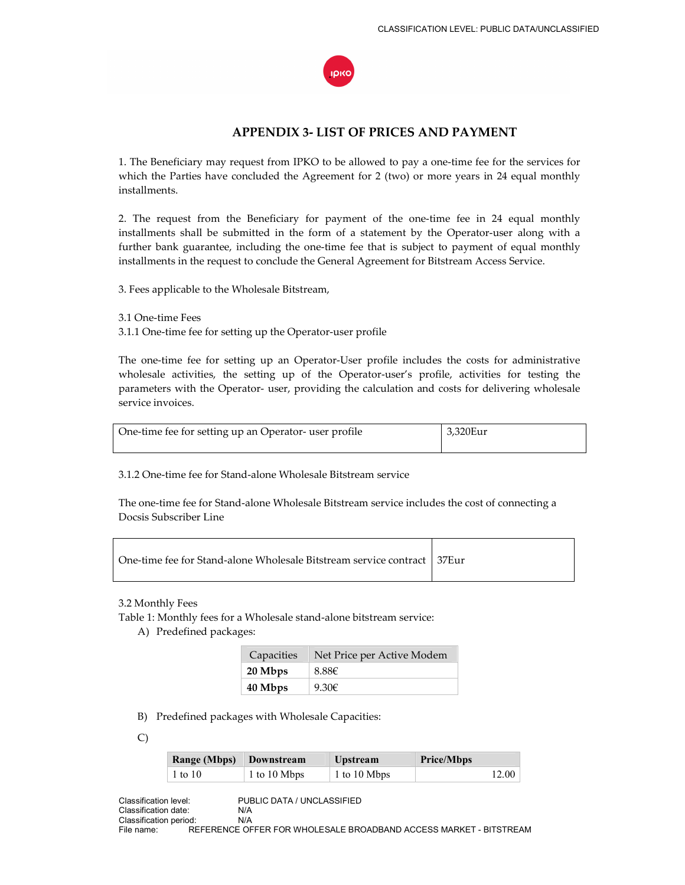## APPENDIX 3- LIST OF PRICES AND PAYMENT

1. The Beneficiary may request from IPKO to be allowed to pay a one-time fee for the services for which the Parties have concluded the Agreement for 2 (two) or more years in 24 equal monthly installments.

2. The request from the Beneficiary for payment of the one-time fee in 24 equal monthly installments shall be submitted in the form of a statement by the Operator-user along with a further bank guarantee, including the one-time fee that is subject to payment of equal monthly installments in the request to conclude the General Agreement for Bitstream Access Service.

3. Fees applicable to the Wholesale Bitstream,

3.1 One-time Fees

3.1.1 One-time fee for setting up the Operator-user profile

The one-time fee for setting up an Operator-User profile includes the costs for administrative wholesale activities, the setting up of the Operator-user's profile, activities for testing the parameters with the Operator- user, providing the calculation and costs for delivering wholesale service invoices.

| One-time fee for setting up an Operator- user profile | 3,320Eur |
|---|---|

3.1.2 One-time fee for Stand-alone Wholesale Bitstream service

The one-time fee for Stand-alone Wholesale Bitstream service includes the cost of connecting a Docsis Subscriber Line

| One-time fee for Stand-alone Wholesale Bitstream service contract | 37Eur |
|---|---|

3.2 Monthly Fees

Table 1: Monthly fees for a Wholesale stand-alone bitstream service:

A) Predefined packages:

| Capacities | Net Price per Active Modem |
|---|---|
| **20 Mbps** | 8.88€ |
| **40 Mbps** | 9.30€ |

B) Predefined packages with Wholesale Capacities:

C)

| Range (Mbps) | Downstream | Upstream | Price/Mbps |
|---|---|---|---|
| 1 to 10 | 1 to 10 Mbps | 1 to 10 Mbps | 12.00 |

Classification level: PUBLIC DATA / UNCLASSIFIED
Classification date: N/A
Classification period: N/A
File name: REFERENCE OFFER FOR WHOLESALE BROADBAND ACCESS MARKET - BITSTREAM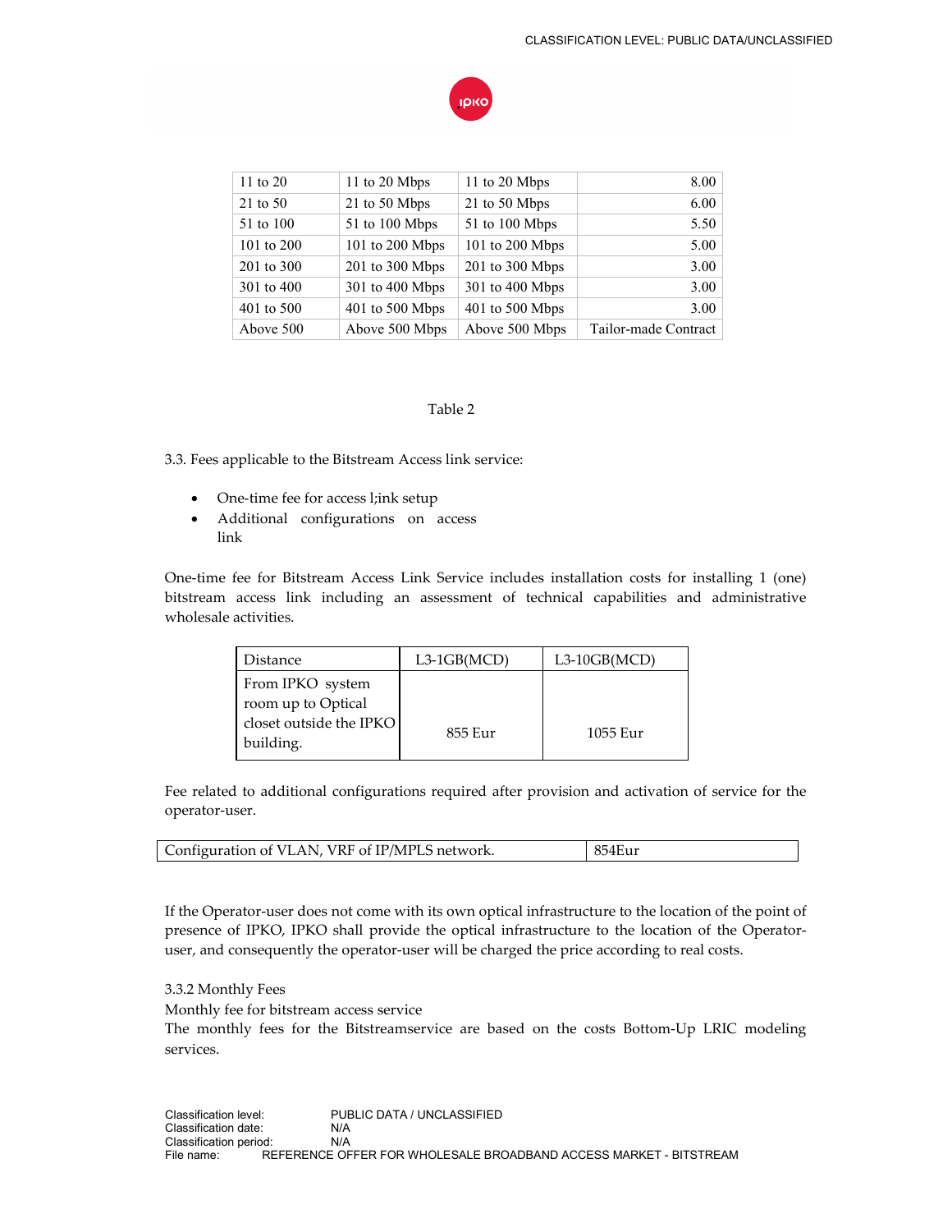| 11 to 20 | 11 to 20 Mbps | 11 to 20 Mbps | 8.00 |
|---|---|---|---|
| 21 to 50 | 21 to 50 Mbps | 21 to 50 Mbps | 6.00 |
| 51 to 100 | 51 to 100 Mbps | 51 to 100 Mbps | 5.50 |
| 101 to 200 | 101 to 200 Mbps | 101 to 200 Mbps | 5.00 |
| 201 to 300 | 201 to 300 Mbps | 201 to 300 Mbps | 3.00 |
| 301 to 400 | 301 to 400 Mbps | 301 to 400 Mbps | 3.00 |
| 401 to 500 | 401 to 500 Mbps | 401 to 500 Mbps | 3.00 |
| Above 500 | Above 500 Mbps | Above 500 Mbps | Tailor-made Contract |

Table 2

3.3. Fees applicable to the Bitstream Access link service:

- One-time fee for access l;ink setup
- Additional configurations on access link

One-time fee for Bitstream Access Link Service includes installation costs for installing 1 (one) bitstream access link including an assessment of technical capabilities and administrative wholesale activities.

| Distance | L3-1GB(MCD) | L3-10GB(MCD) |
|---|---|---|
| From IPKO system room up to Optical closet outside the IPKO building. | 855 Eur | 1055 Eur |

Fee related to additional configurations required after provision and activation of service for the operator-user.

| Configuration of VLAN, VRF of IP/MPLS network. | 854Eur |
|---|---|

If the Operator-user does not come with its own optical infrastructure to the location of the point of presence of IPKO, IPKO shall provide the optical infrastructure to the location of the Operator-user, and consequently the operator-user will be charged the price according to real costs.

3.3.2 Monthly Fees

Monthly fee for bitstream access service

The monthly fees for the Bitstreamservice are based on the costs Bottom-Up LRIC modeling services.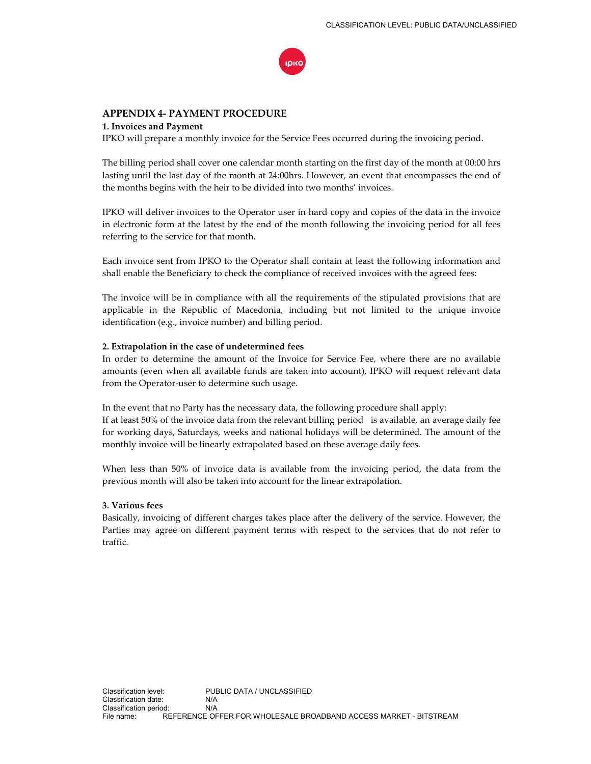## APPENDIX 4- PAYMENT PROCEDURE

### 1. Invoices and Payment

IPKO will prepare a monthly invoice for the Service Fees occurred during the invoicing period.

The billing period shall cover one calendar month starting on the first day of the month at 00:00 hrs lasting until the last day of the month at 24:00hrs. However, an event that encompasses the end of the months begins with the heir to be divided into two months' invoices.

IPKO will deliver invoices to the Operator user in hard copy and copies of the data in the invoice in electronic form at the latest by the end of the month following the invoicing period for all fees referring to the service for that month.

Each invoice sent from IPKO to the Operator shall contain at least the following information and shall enable the Beneficiary to check the compliance of received invoices with the agreed fees:

The invoice will be in compliance with all the requirements of the stipulated provisions that are applicable in the Republic of Macedonia, including but not limited to the unique invoice identification (e.g., invoice number) and billing period.

### 2. Extrapolation in the case of undetermined fees

In order to determine the amount of the Invoice for Service Fee, where there are no available amounts (even when all available funds are taken into account), IPKO will request relevant data from the Operator-user to determine such usage.

In the event that no Party has the necessary data, the following procedure shall apply:
If at least 50% of the invoice data from the relevant billing period is available, an average daily fee for working days, Saturdays, weeks and national holidays will be determined. The amount of the monthly invoice will be linearly extrapolated based on these average daily fees.

When less than 50% of invoice data is available from the invoicing period, the data from the previous month will also be taken into account for the linear extrapolation.

### 3. Various fees

Basically, invoicing of different charges takes place after the delivery of the service. However, the Parties may agree on different payment terms with respect to the services that do not refer to traffic.

Classification level: PUBLIC DATA / UNCLASSIFIED
Classification date: N/A
Classification period: N/A
File name: REFERENCE OFFER FOR WHOLESALE BROADBAND ACCESS MARKET - BITSTREAM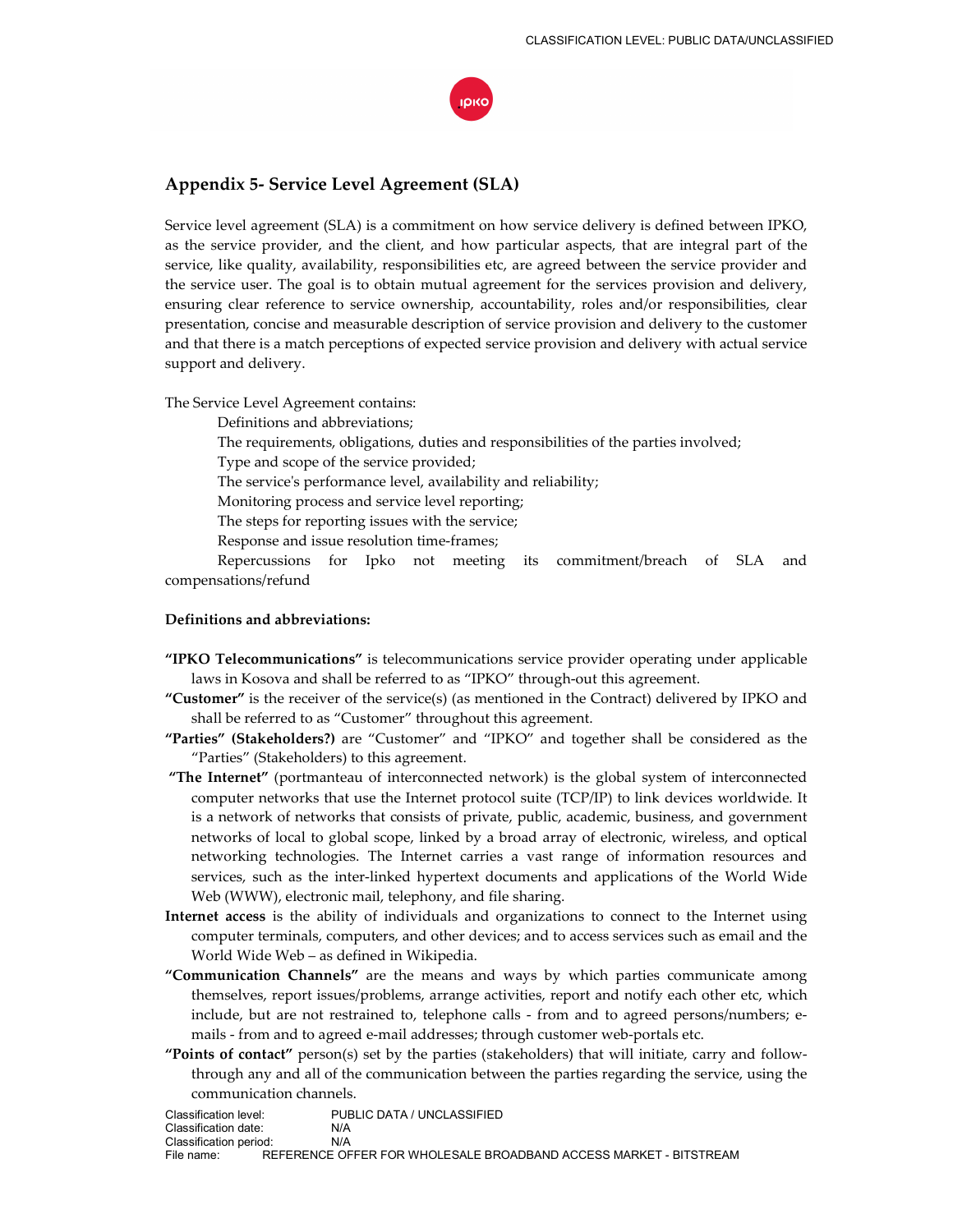## Appendix 5- Service Level Agreement (SLA)

Service level agreement (SLA) is a commitment on how service delivery is defined between IPKO, as the service provider, and the client, and how particular aspects, that are integral part of the service, like quality, availability, responsibilities etc, are agreed between the service provider and the service user. The goal is to obtain mutual agreement for the services provision and delivery, ensuring clear reference to service ownership, accountability, roles and/or responsibilities, clear presentation, concise and measurable description of service provision and delivery to the customer and that there is a match perceptions of expected service provision and delivery with actual service support and delivery.

The Service Level Agreement contains:

- Definitions and abbreviations;
- The requirements, obligations, duties and responsibilities of the parties involved;
- Type and scope of the service provided;
- The service's performance level, availability and reliability;
- Monitoring process and service level reporting;
- The steps for reporting issues with the service;
- Response and issue resolution time-frames;
- Repercussions for Ipko not meeting its commitment/breach of SLA and compensations/refund

**Definitions and abbreviations:**

**"IPKO Telecommunications"** is telecommunications service provider operating under applicable laws in Kosova and shall be referred to as "IPKO" through-out this agreement.

**"Customer"** is the receiver of the service(s) (as mentioned in the Contract) delivered by IPKO and shall be referred to as "Customer" throughout this agreement.

**"Parties" (Stakeholders?)** are "Customer" and "IPKO" and together shall be considered as the "Parties" (Stakeholders) to this agreement.

**"The Internet"** (portmanteau of interconnected network) is the global system of interconnected computer networks that use the Internet protocol suite (TCP/IP) to link devices worldwide. It is a network of networks that consists of private, public, academic, business, and government networks of local to global scope, linked by a broad array of electronic, wireless, and optical networking technologies. The Internet carries a vast range of information resources and services, such as the inter-linked hypertext documents and applications of the World Wide Web (WWW), electronic mail, telephony, and file sharing.

**Internet access** is the ability of individuals and organizations to connect to the Internet using computer terminals, computers, and other devices; and to access services such as email and the World Wide Web – as defined in Wikipedia.

**"Communication Channels"** are the means and ways by which parties communicate among themselves, report issues/problems, arrange activities, report and notify each other etc, which include, but are not restrained to, telephone calls - from and to agreed persons/numbers; e-mails - from and to agreed e-mail addresses; through customer web-portals etc.

**"Points of contact"** person(s) set by the parties (stakeholders) that will initiate, carry and follow-through any and all of the communication between the parties regarding the service, using the communication channels.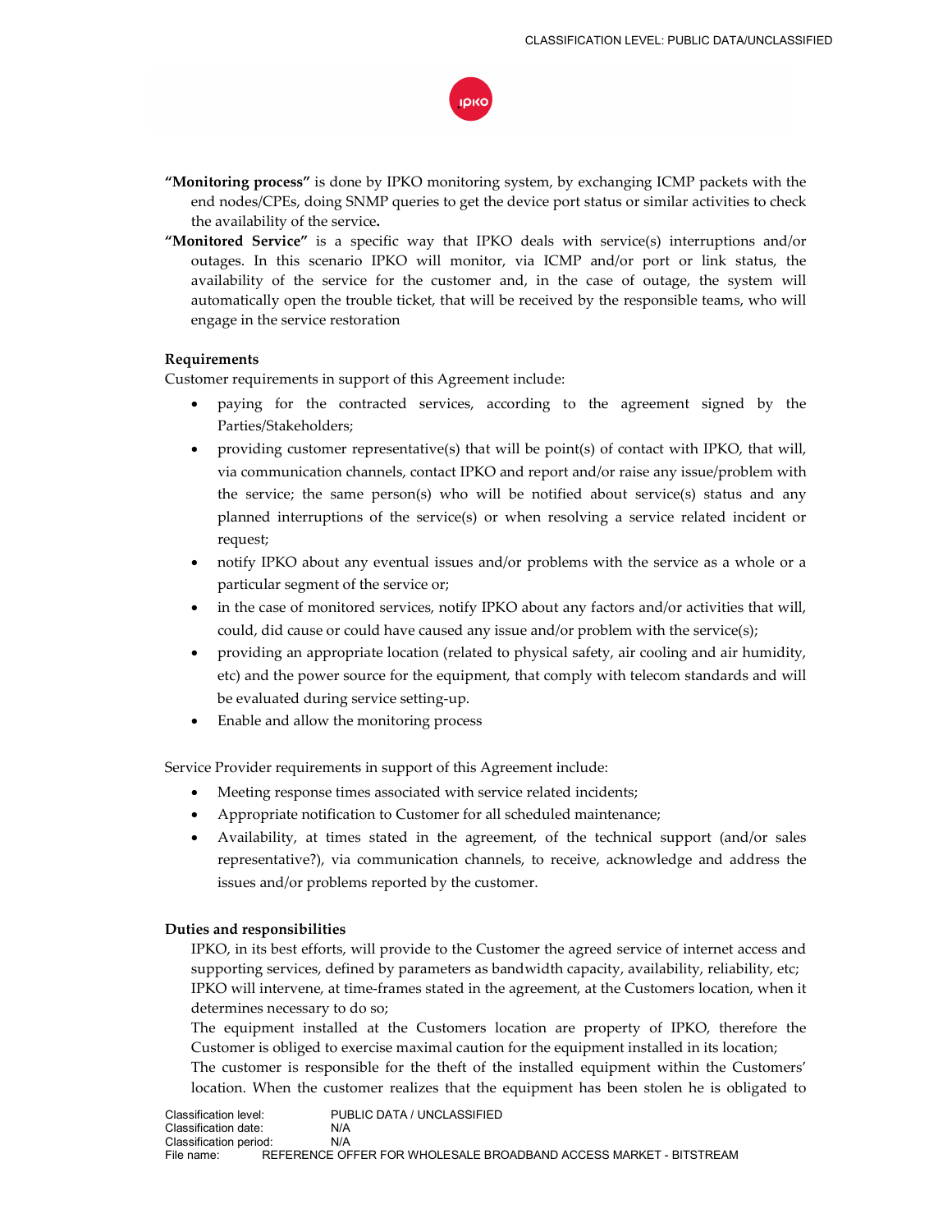**"Monitoring process"** is done by IPKO monitoring system, by exchanging ICMP packets with the end nodes/CPEs, doing SNMP queries to get the device port status or similar activities to check the availability of the service**.**

**"Monitored Service"** is a specific way that IPKO deals with service(s) interruptions and/or outages. In this scenario IPKO will monitor, via ICMP and/or port or link status, the availability of the service for the customer and, in the case of outage, the system will automatically open the trouble ticket, that will be received by the responsible teams, who will engage in the service restoration

**Requirements**

Customer requirements in support of this Agreement include:

- paying for the contracted services, according to the agreement signed by the Parties/Stakeholders;
- providing customer representative(s) that will be point(s) of contact with IPKO, that will, via communication channels, contact IPKO and report and/or raise any issue/problem with the service; the same person(s) who will be notified about service(s) status and any planned interruptions of the service(s) or when resolving a service related incident or request;
- notify IPKO about any eventual issues and/or problems with the service as a whole or a particular segment of the service or;
- in the case of monitored services, notify IPKO about any factors and/or activities that will, could, did cause or could have caused any issue and/or problem with the service(s);
- providing an appropriate location (related to physical safety, air cooling and air humidity, etc) and the power source for the equipment, that comply with telecom standards and will be evaluated during service setting-up.
- Enable and allow the monitoring process

Service Provider requirements in support of this Agreement include:

- Meeting response times associated with service related incidents;
- Appropriate notification to Customer for all scheduled maintenance;
- Availability, at times stated in the agreement, of the technical support (and/or sales representative?), via communication channels, to receive, acknowledge and address the issues and/or problems reported by the customer.

**Duties and responsibilities**

IPKO, in its best efforts, will provide to the Customer the agreed service of internet access and supporting services, defined by parameters as bandwidth capacity, availability, reliability, etc;

IPKO will intervene, at time-frames stated in the agreement, at the Customers location, when it determines necessary to do so;

The equipment installed at the Customers location are property of IPKO, therefore the Customer is obliged to exercise maximal caution for the equipment installed in its location;

The customer is responsible for the theft of the installed equipment within the Customers' location. When the customer realizes that the equipment has been stolen he is obligated to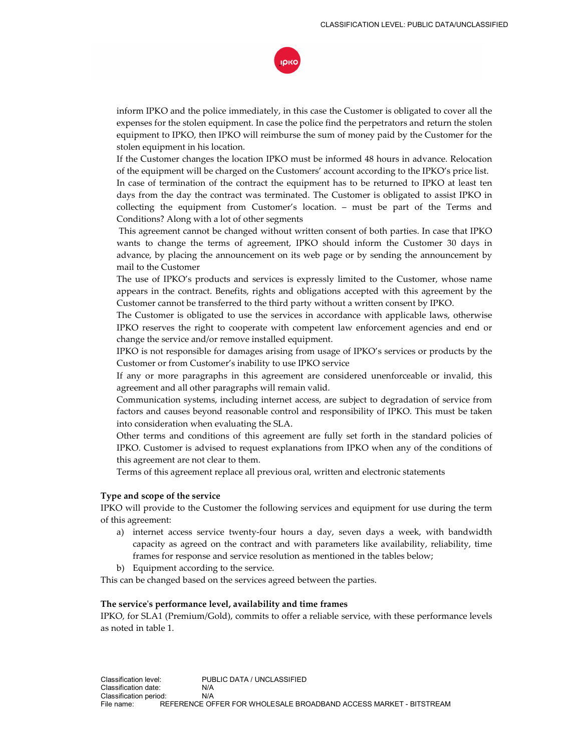inform IPKO and the police immediately, in this case the Customer is obligated to cover all the expenses for the stolen equipment. In case the police find the perpetrators and return the stolen equipment to IPKO, then IPKO will reimburse the sum of money paid by the Customer for the stolen equipment in his location.

If the Customer changes the location IPKO must be informed 48 hours in advance. Relocation of the equipment will be charged on the Customers' account according to the IPKO's price list.

In case of termination of the contract the equipment has to be returned to IPKO at least ten days from the day the contract was terminated. The Customer is obligated to assist IPKO in collecting the equipment from Customer's location. – must be part of the Terms and Conditions? Along with a lot of other segments

This agreement cannot be changed without written consent of both parties. In case that IPKO wants to change the terms of agreement, IPKO should inform the Customer 30 days in advance, by placing the announcement on its web page or by sending the announcement by mail to the Customer

The use of IPKO's products and services is expressly limited to the Customer, whose name appears in the contract. Benefits, rights and obligations accepted with this agreement by the Customer cannot be transferred to the third party without a written consent by IPKO.

The Customer is obligated to use the services in accordance with applicable laws, otherwise IPKO reserves the right to cooperate with competent law enforcement agencies and end or change the service and/or remove installed equipment.

IPKO is not responsible for damages arising from usage of IPKO's services or products by the Customer or from Customer's inability to use IPKO service

If any or more paragraphs in this agreement are considered unenforceable or invalid, this agreement and all other paragraphs will remain valid.

Communication systems, including internet access, are subject to degradation of service from factors and causes beyond reasonable control and responsibility of IPKO. This must be taken into consideration when evaluating the SLA.

Other terms and conditions of this agreement are fully set forth in the standard policies of IPKO. Customer is advised to request explanations from IPKO when any of the conditions of this agreement are not clear to them.

Terms of this agreement replace all previous oral, written and electronic statements

**Type and scope of the service**

IPKO will provide to the Customer the following services and equipment for use during the term of this agreement:

a) internet access service twenty-four hours a day, seven days a week, with bandwidth capacity as agreed on the contract and with parameters like availability, reliability, time frames for response and service resolution as mentioned in the tables below;
b) Equipment according to the service.

This can be changed based on the services agreed between the parties.

**The service's performance level, availability and time frames**

IPKO, for SLA1 (Premium/Gold), commits to offer a reliable service, with these performance levels as noted in table 1.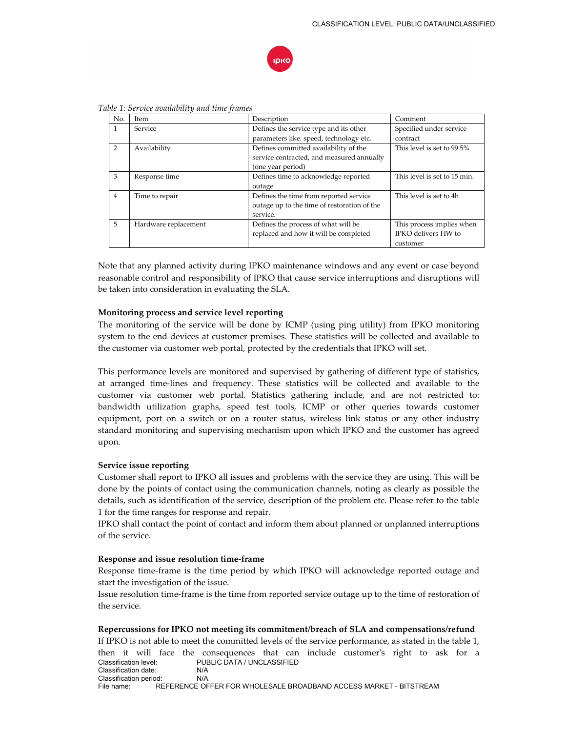*Table 1: Service availability and time frames*

| No. | Item | Description | Comment |
| --- | --- | --- | --- |
| 1 | Service | Defines the service type and its other parameters like: speed, technology etc. | Specified under service contract |
| 2 | Availability | Defines committed availability of the service contracted, and measured annually (one year period) | This level is set to 99.5% |
| 3 | Response time | Defines time to acknowledge reported outage | This level is set to 15 min. |
| 4 | Time to repair | Defines the time from reported service outage up to the time of restoration of the service. | This level is set to 4h |
| 5 | Hardware replacement | Defines the process of what will be replaced and how it will be completed | This process implies when IPKO delivers HW to customer |

Note that any planned activity during IPKO maintenance windows and any event or case beyond reasonable control and responsibility of IPKO that cause service interruptions and disruptions will be taken into consideration in evaluating the SLA.

**Monitoring process and service level reporting**

The monitoring of the service will be done by ICMP (using ping utility) from IPKO monitoring system to the end devices at customer premises. These statistics will be collected and available to the customer via customer web portal, protected by the credentials that IPKO will set.

This performance levels are monitored and supervised by gathering of different type of statistics, at arranged time-lines and frequency. These statistics will be collected and available to the customer via customer web portal. Statistics gathering include, and are not restricted to: bandwidth utilization graphs, speed test tools, ICMP or other queries towards customer equipment, port on a switch or on a router status, wireless link status or any other industry standard monitoring and supervising mechanism upon which IPKO and the customer has agreed upon.

**Service issue reporting**

Customer shall report to IPKO all issues and problems with the service they are using. This will be done by the points of contact using the communication channels, noting as clearly as possible the details, such as identification of the service, description of the problem etc. Please refer to the table 1 for the time ranges for response and repair.

IPKO shall contact the point of contact and inform them about planned or unplanned interruptions of the service.

**Response and issue resolution time-frame**

Response time-frame is the time period by which IPKO will acknowledge reported outage and start the investigation of the issue.

Issue resolution time-frame is the time from reported service outage up to the time of restoration of the service.

**Repercussions for IPKO not meeting its commitment/breach of SLA and compensations/refund**

If IPKO is not able to meet the committed levels of the service performance, as stated in the table 1, then it will face the consequences that can include customer's right to ask for a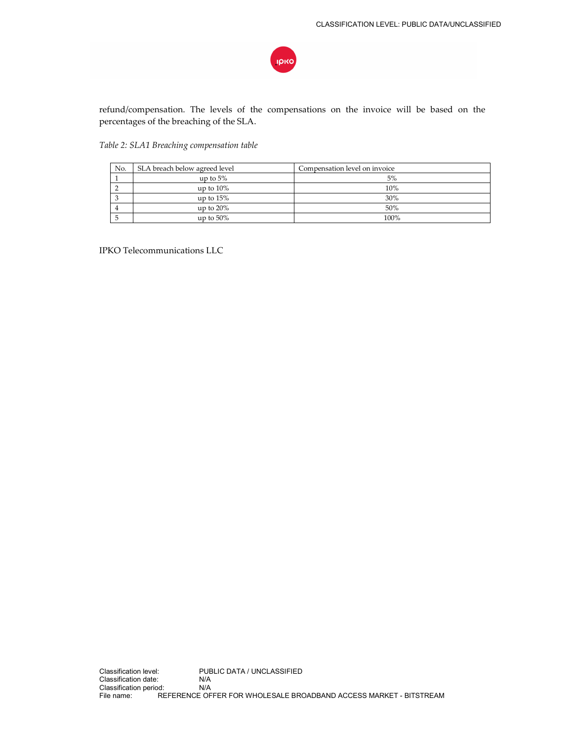refund/compensation. The levels of the compensations on the invoice will be based on the percentages of the breaching of the SLA.

*Table 2: SLA1 Breaching compensation table*

| No. | SLA breach below agreed level | Compensation level on invoice |
|---|---|---|
| 1 | up to 5% | 5% |
| 2 | up to 10% | 10% |
| 3 | up to 15% | 30% |
| 4 | up to 20% | 50% |
| 5 | up to 50% | 100% |

IPKO Telecommunications LLC